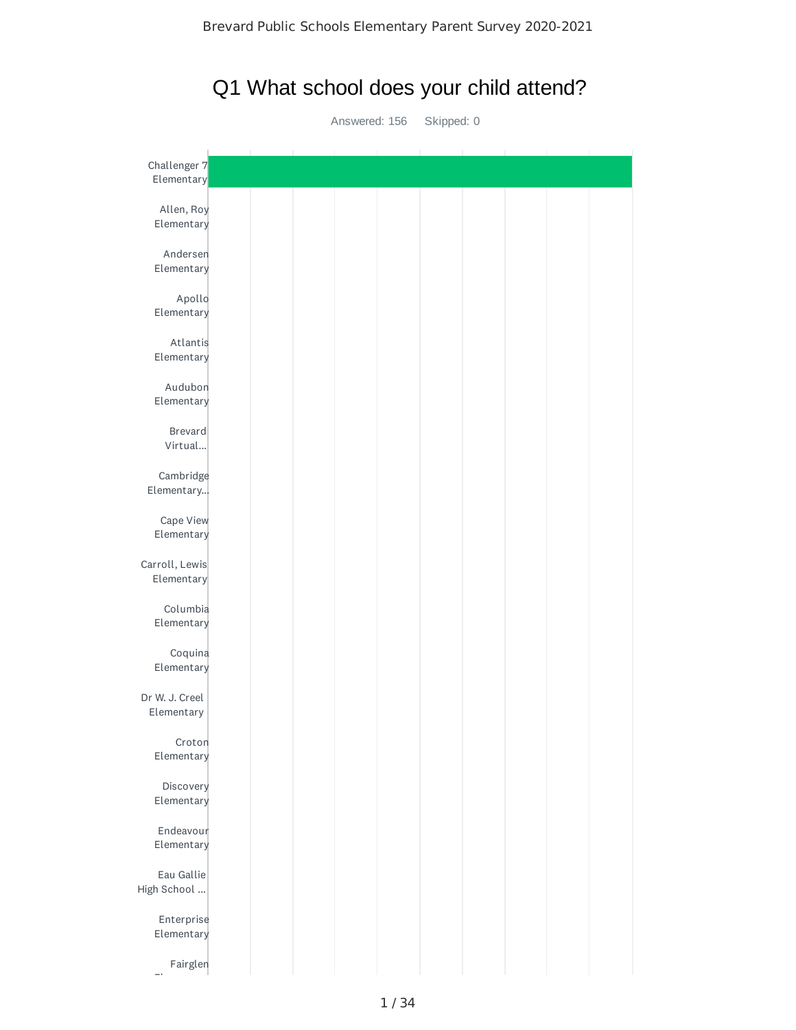# Q1 What school does your child attend?

Answered: 156 Skipped: 0

- Challenger 7 Elementary
- Allen, Roy Elementary
- Andersen Elementary
- Apollo Elementary
- Atlantis Elementary
- Audubon Elementary
- Brevard Virtual...
- Cambridge Elementary...
- Cape View Elementary
- Carroll, Lewis Elementary
- Columbia Elementary
- Coquina Elementary
- Dr W. J. Creel Elementary
- Croton Elementary
- Discovery Elementary
- Endeavour Elementary
- Eau Gallie High School ...
- Enterprise Elementary
- Fairglen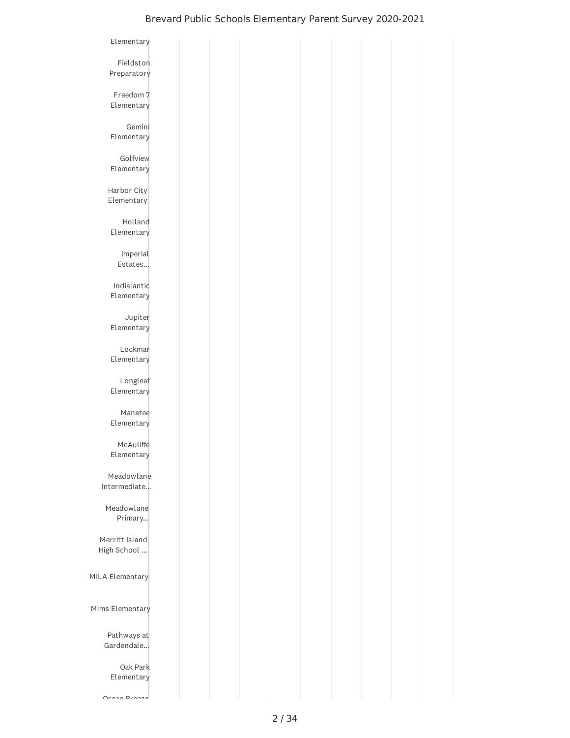Elementary

Fieldston Preparatory

Freedom 7 Elementary

Gemini Elementary

Golfview Elementary

Harbor City Elementary

Holland Elementary

Imperial Estates...

Indialantic Elementary

Jupiter Elementary

Lockmar Elementary

Longleaf Elementary

Manatee Elementary

McAuliffe Elementary

Meadowlane Intermediate...

Meadowlane Primary...

Merritt Island High School ...

MILA Elementary

Mims Elementary

Pathways at Gardendale...

Oak Park Elementary

Ocean Breeze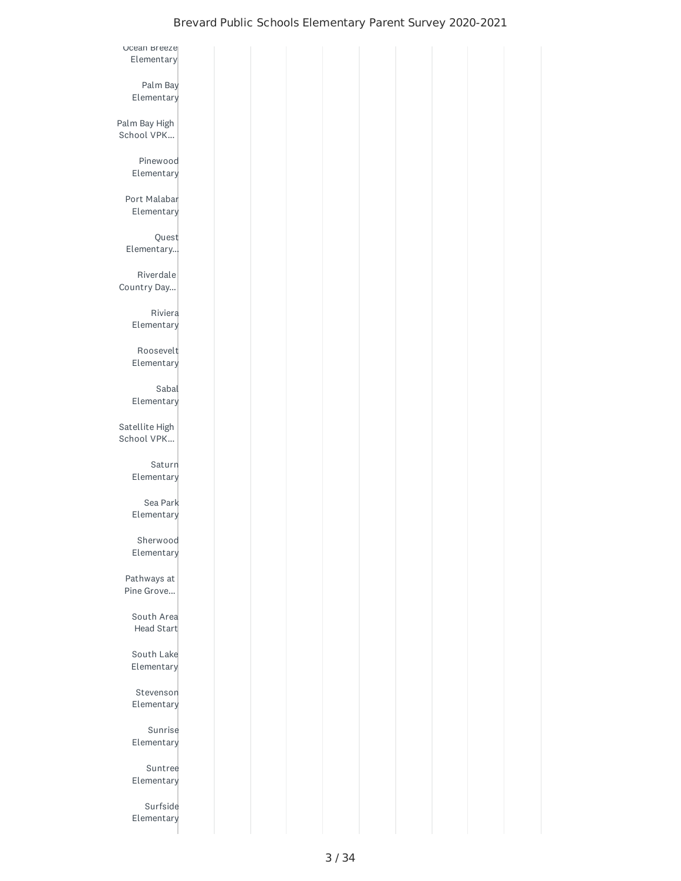Ocean Breeze Elementary

Palm Bay Elementary

Palm Bay High School VPK...

Pinewood Elementary

Port Malabar Elementary

Quest Elementary...

Riverdale Country Day...

Riviera Elementary

Roosevelt Elementary

Sabal Elementary

Satellite High School VPK...

Saturn Elementary

Sea Park Elementary

Sherwood Elementary

Pathways at Pine Grove...

South Area Head Start

South Lake Elementary

Stevenson Elementary

Sunrise Elementary

Suntree Elementary

Surfside Elementary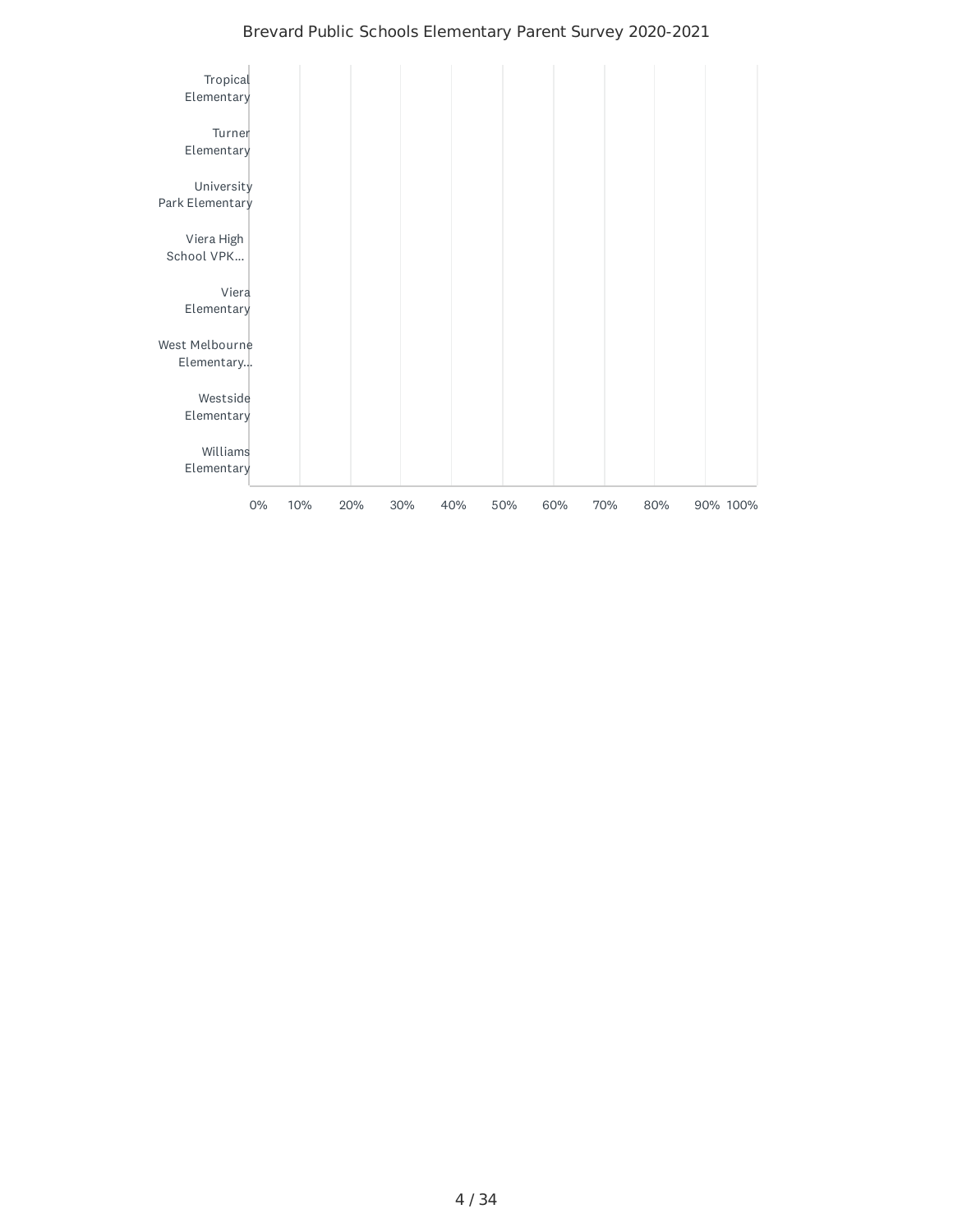Brevard Public Schools Elementary Parent Survey 2020-2021

| School | |
|---|---|
| Tropical Elementary | |
| Turner Elementary | |
| University Park Elementary | |
| Viera High School VPK... | |
| Viera Elementary | |
| West Melbourne Elementary... | |
| Westside Elementary | |
| Williams Elementary | |

0% 10% 20% 30% 40% 50% 60% 70% 80% 90% 100%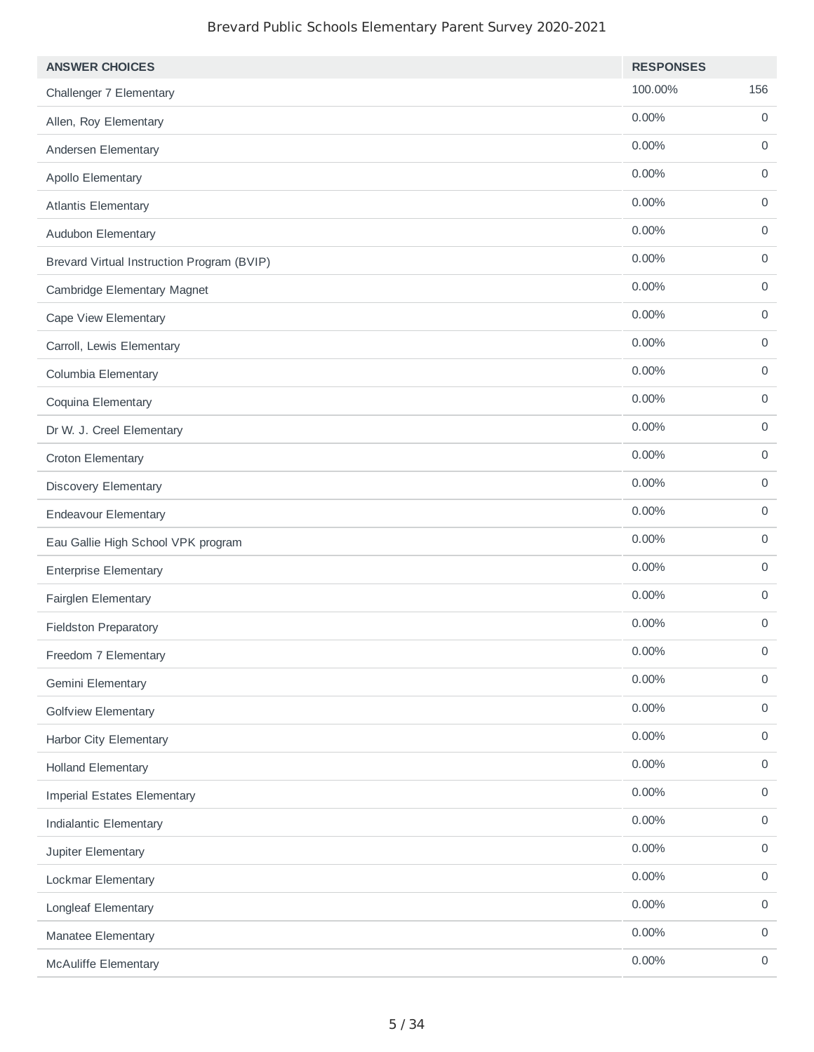| ANSWER CHOICES | RESPONSES | |
|---|---|---|
| Challenger 7 Elementary | 100.00% | 156 |
| Allen, Roy Elementary | 0.00% | 0 |
| Andersen Elementary | 0.00% | 0 |
| Apollo Elementary | 0.00% | 0 |
| Atlantis Elementary | 0.00% | 0 |
| Audubon Elementary | 0.00% | 0 |
| Brevard Virtual Instruction Program (BVIP) | 0.00% | 0 |
| Cambridge Elementary Magnet | 0.00% | 0 |
| Cape View Elementary | 0.00% | 0 |
| Carroll, Lewis Elementary | 0.00% | 0 |
| Columbia Elementary | 0.00% | 0 |
| Coquina Elementary | 0.00% | 0 |
| Dr W. J. Creel Elementary | 0.00% | 0 |
| Croton Elementary | 0.00% | 0 |
| Discovery Elementary | 0.00% | 0 |
| Endeavour Elementary | 0.00% | 0 |
| Eau Gallie High School VPK program | 0.00% | 0 |
| Enterprise Elementary | 0.00% | 0 |
| Fairglen Elementary | 0.00% | 0 |
| Fieldston Preparatory | 0.00% | 0 |
| Freedom 7 Elementary | 0.00% | 0 |
| Gemini Elementary | 0.00% | 0 |
| Golfview Elementary | 0.00% | 0 |
| Harbor City Elementary | 0.00% | 0 |
| Holland Elementary | 0.00% | 0 |
| Imperial Estates Elementary | 0.00% | 0 |
| Indialantic Elementary | 0.00% | 0 |
| Jupiter Elementary | 0.00% | 0 |
| Lockmar Elementary | 0.00% | 0 |
| Longleaf Elementary | 0.00% | 0 |
| Manatee Elementary | 0.00% | 0 |
| McAuliffe Elementary | 0.00% | 0 |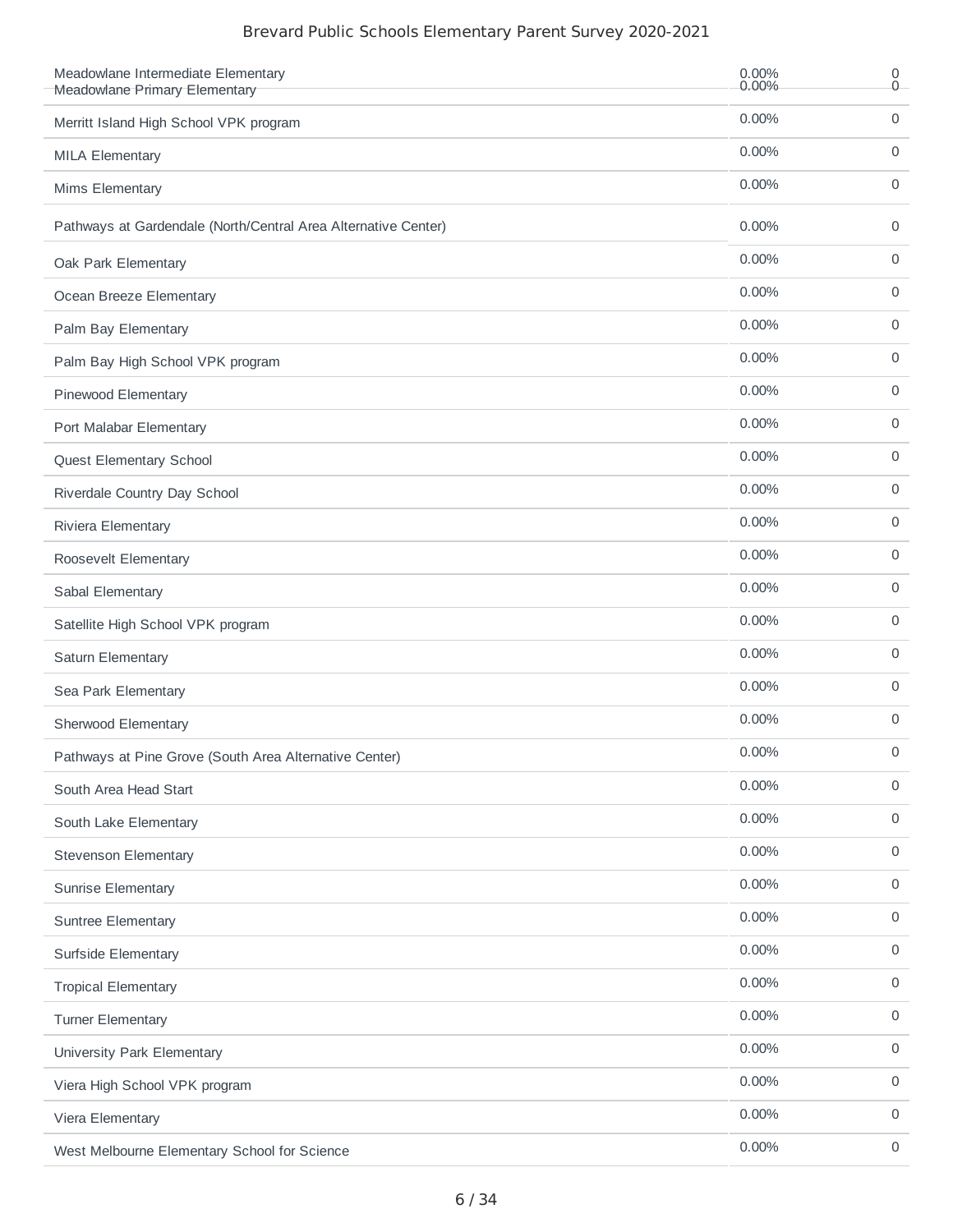| | | |
|---|---|---|
| Meadowlane Intermediate Elementary | 0.00% | 0 |
| Meadowlane Primary Elementary | 0.00% | 0 |
| Merritt Island High School VPK program | 0.00% | 0 |
| MILA Elementary | 0.00% | 0 |
| Mims Elementary | 0.00% | 0 |
| Pathways at Gardendale (North/Central Area Alternative Center) | 0.00% | 0 |
| Oak Park Elementary | 0.00% | 0 |
| Ocean Breeze Elementary | 0.00% | 0 |
| Palm Bay Elementary | 0.00% | 0 |
| Palm Bay High School VPK program | 0.00% | 0 |
| Pinewood Elementary | 0.00% | 0 |
| Port Malabar Elementary | 0.00% | 0 |
| Quest Elementary School | 0.00% | 0 |
| Riverdale Country Day School | 0.00% | 0 |
| Riviera Elementary | 0.00% | 0 |
| Roosevelt Elementary | 0.00% | 0 |
| Sabal Elementary | 0.00% | 0 |
| Satellite High School VPK program | 0.00% | 0 |
| Saturn Elementary | 0.00% | 0 |
| Sea Park Elementary | 0.00% | 0 |
| Sherwood Elementary | 0.00% | 0 |
| Pathways at Pine Grove (South Area Alternative Center) | 0.00% | 0 |
| South Area Head Start | 0.00% | 0 |
| South Lake Elementary | 0.00% | 0 |
| Stevenson Elementary | 0.00% | 0 |
| Sunrise Elementary | 0.00% | 0 |
| Suntree Elementary | 0.00% | 0 |
| Surfside Elementary | 0.00% | 0 |
| Tropical Elementary | 0.00% | 0 |
| Turner Elementary | 0.00% | 0 |
| University Park Elementary | 0.00% | 0 |
| Viera High School VPK program | 0.00% | 0 |
| Viera Elementary | 0.00% | 0 |
| West Melbourne Elementary School for Science | 0.00% | 0 |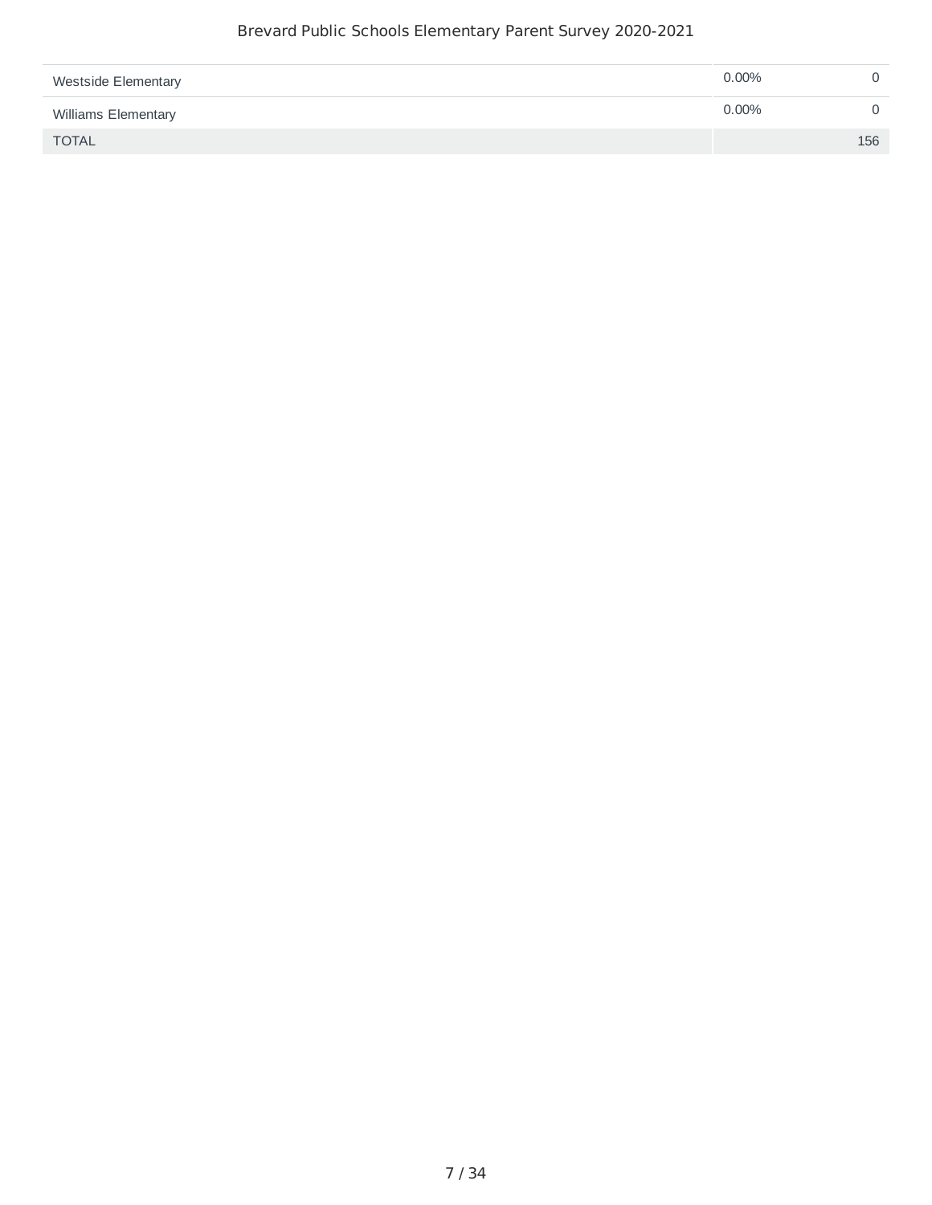| | | |
|---|---|---|
| Westside Elementary | 0.00% | 0 |
| Williams Elementary | 0.00% | 0 |
| TOTAL | | 156 |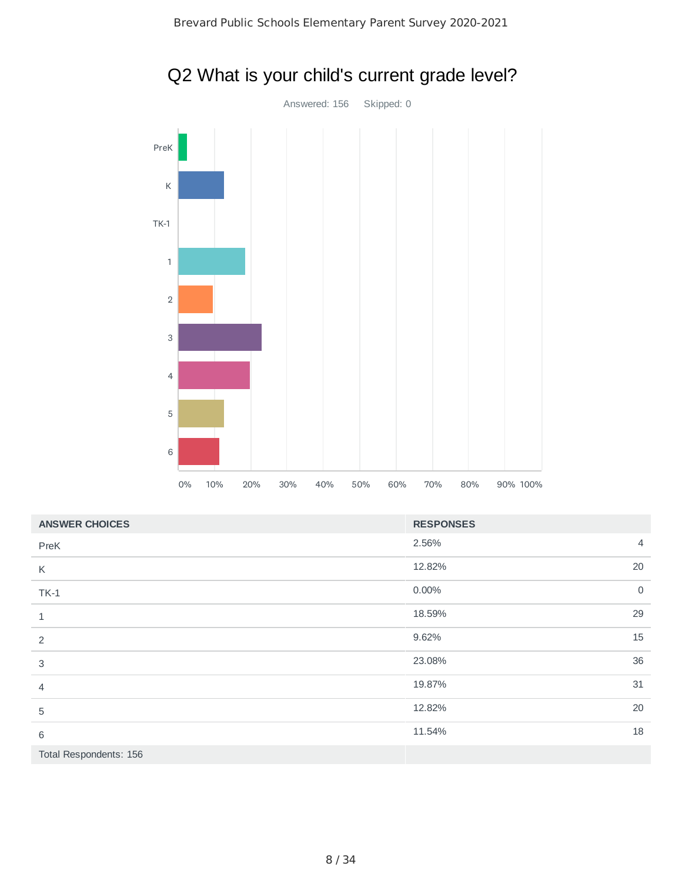# Q2 What is your child's current grade level?

Answered: 156 Skipped: 0

| ANSWER CHOICES | RESPONSES | |
|---|---|---|
| PreK | 2.56% | 4 |
| K | 12.82% | 20 |
| TK-1 | 0.00% | 0 |
| 1 | 18.59% | 29 |
| 2 | 9.62% | 15 |
| 3 | 23.08% | 36 |
| 4 | 19.87% | 31 |
| 5 | 12.82% | 20 |
| 6 | 11.54% | 18 |
| Total Respondents: 156 | | |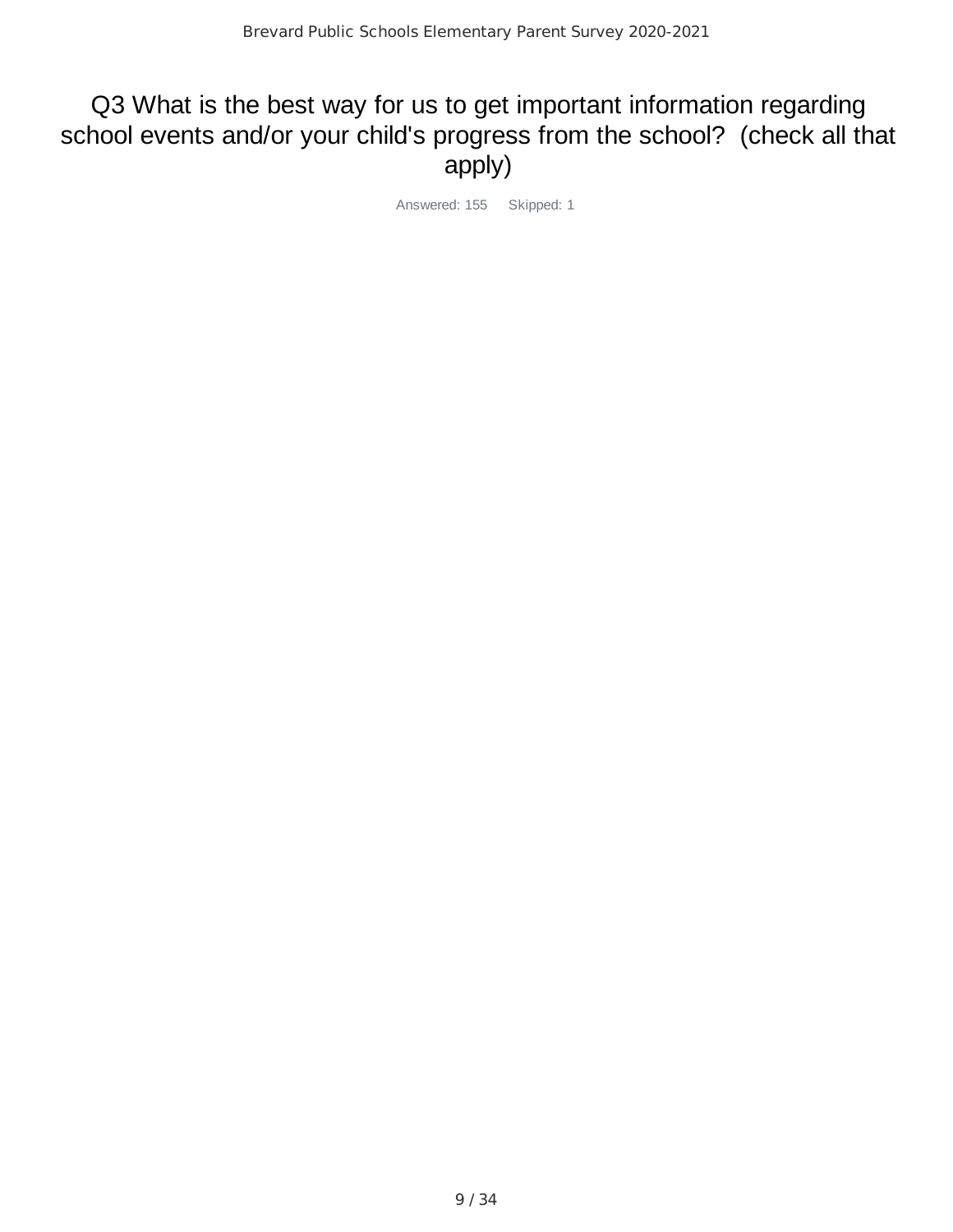# Q3 What is the best way for us to get important information regarding school events and/or your child's progress from the school? (check all that apply)

Answered: 155 Skipped: 1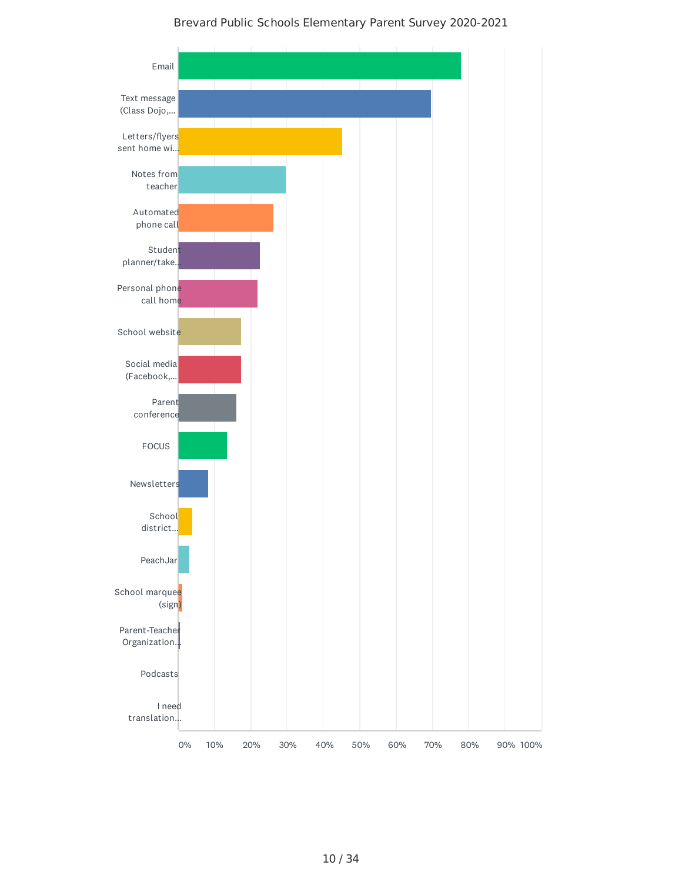Brevard Public Schools Elementary Parent Survey 2020-2021

| Option |
|---|
| Email |
| Text message (Class Dojo,... |
| Letters/flyers sent home wi... |
| Notes from teacher |
| Automated phone call |
| Student planner/take... |
| Personal phone call home |
| School website |
| Social media (Facebook,... |
| Parent conference |
| FOCUS |
| Newsletters |
| School district... |
| PeachJar |
| School marquee (sign) |
| Parent-Teacher Organization... |
| Podcasts |
| I need translation... |

0% 10% 20% 30% 40% 50% 60% 70% 80% 90% 100%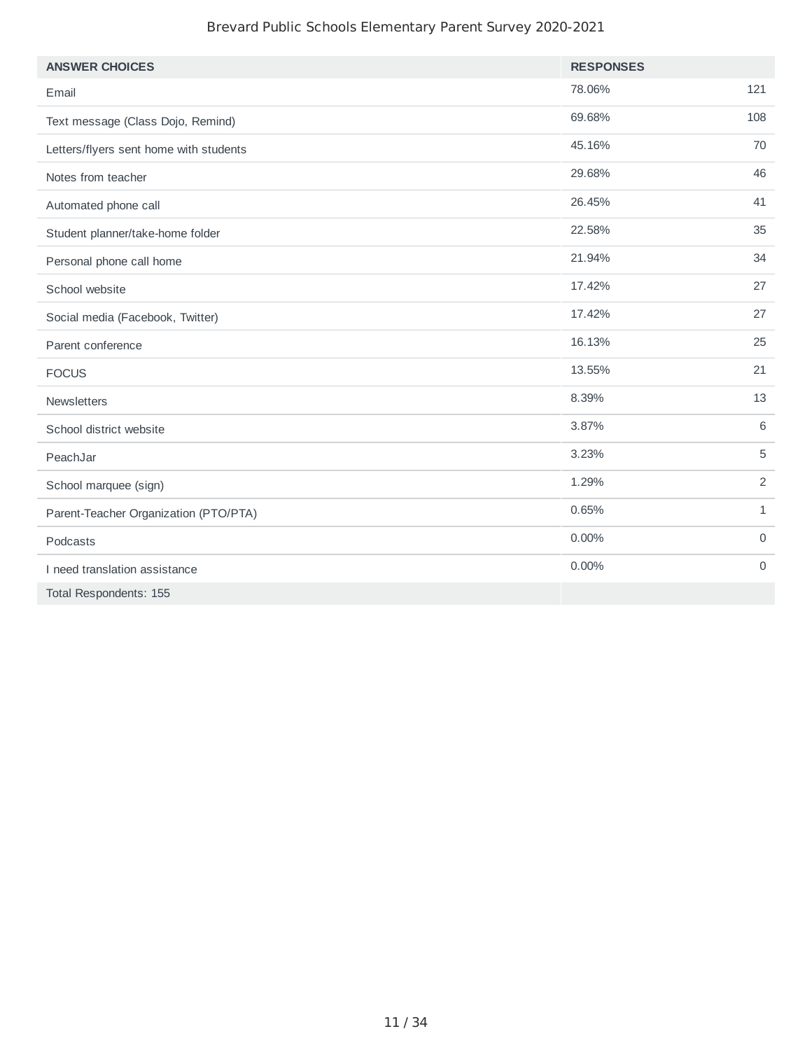# Brevard Public Schools Elementary Parent Survey 2020-2021

| ANSWER CHOICES | RESPONSES | |
|---|---|---|
| Email | 78.06% | 121 |
| Text message (Class Dojo, Remind) | 69.68% | 108 |
| Letters/flyers sent home with students | 45.16% | 70 |
| Notes from teacher | 29.68% | 46 |
| Automated phone call | 26.45% | 41 |
| Student planner/take-home folder | 22.58% | 35 |
| Personal phone call home | 21.94% | 34 |
| School website | 17.42% | 27 |
| Social media (Facebook, Twitter) | 17.42% | 27 |
| Parent conference | 16.13% | 25 |
| FOCUS | 13.55% | 21 |
| Newsletters | 8.39% | 13 |
| School district website | 3.87% | 6 |
| PeachJar | 3.23% | 5 |
| School marquee (sign) | 1.29% | 2 |
| Parent-Teacher Organization (PTO/PTA) | 0.65% | 1 |
| Podcasts | 0.00% | 0 |
| I need translation assistance | 0.00% | 0 |
| Total Respondents: 155 | | |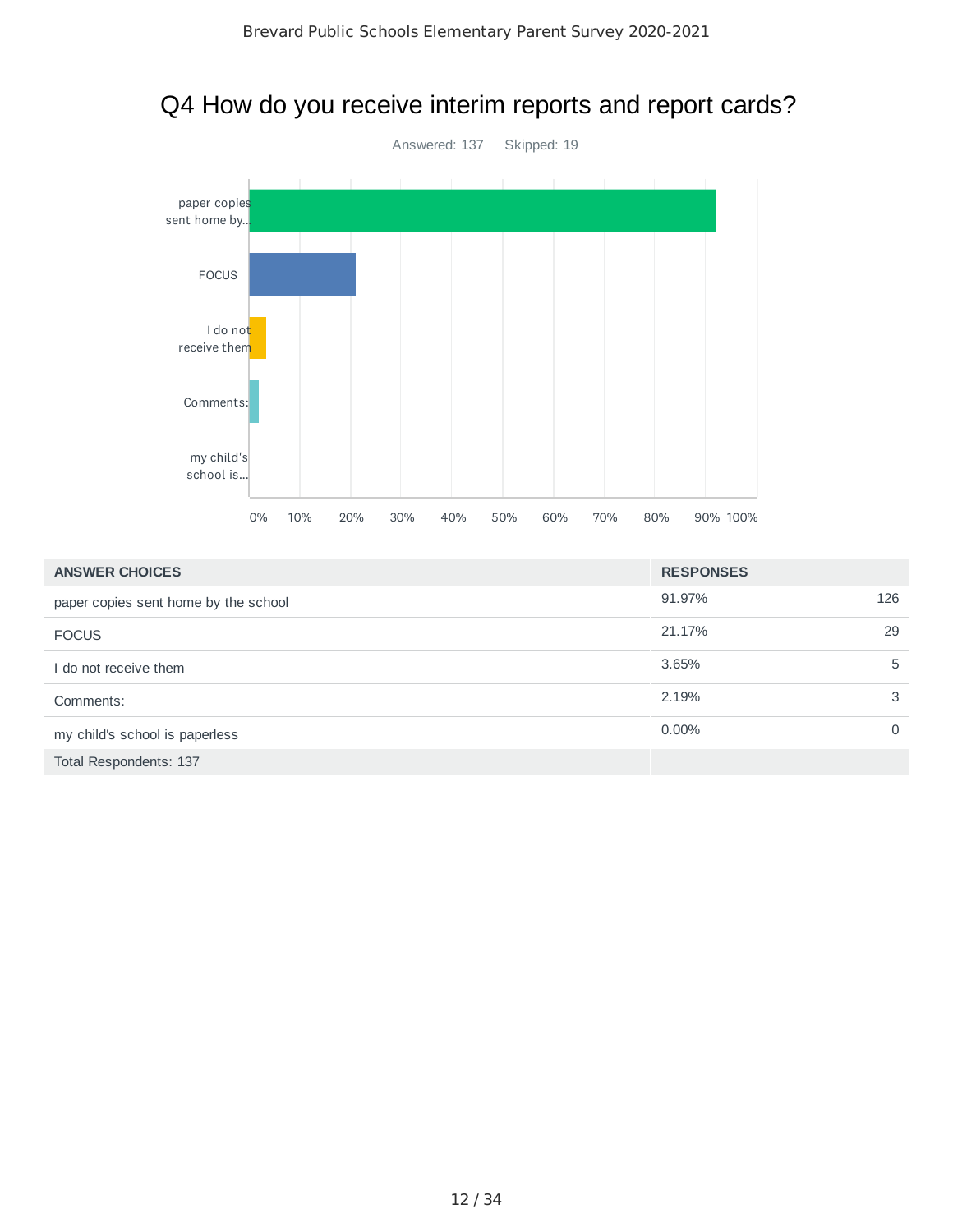## Q4 How do you receive interim reports and report cards?

Answered: 137 Skipped: 19

| ANSWER CHOICES | RESPONSES | |
|---|---|---|
| paper copies sent home by the school | 91.97% | 126 |
| FOCUS | 21.17% | 29 |
| I do not receive them | 3.65% | 5 |
| Comments: | 2.19% | 3 |
| my child's school is paperless | 0.00% | 0 |
| Total Respondents: 137 | | |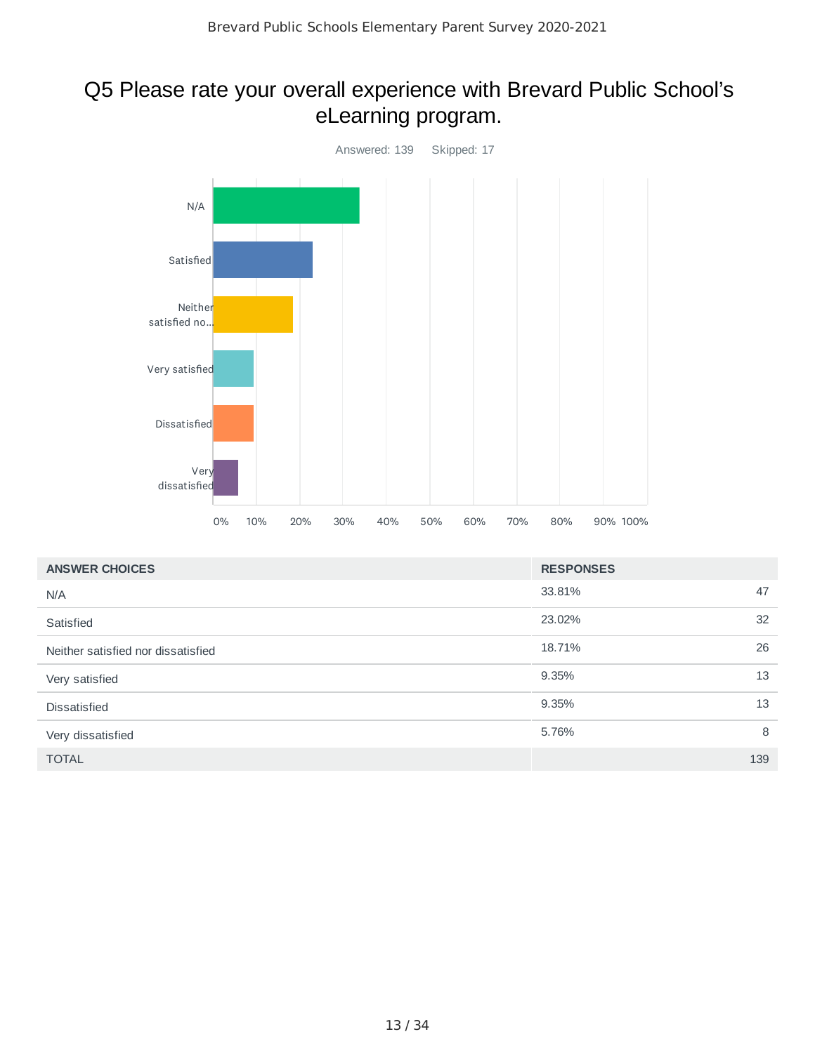## Q5 Please rate your overall experience with Brevard Public School's eLearning program.

Answered: 139    Skipped: 17

| ANSWER CHOICES | RESPONSES | |
|---|---|---|
| N/A | 33.81% | 47 |
| Satisfied | 23.02% | 32 |
| Neither satisfied nor dissatisfied | 18.71% | 26 |
| Very satisfied | 9.35% | 13 |
| Dissatisfied | 9.35% | 13 |
| Very dissatisfied | 5.76% | 8 |
| TOTAL | | 139 |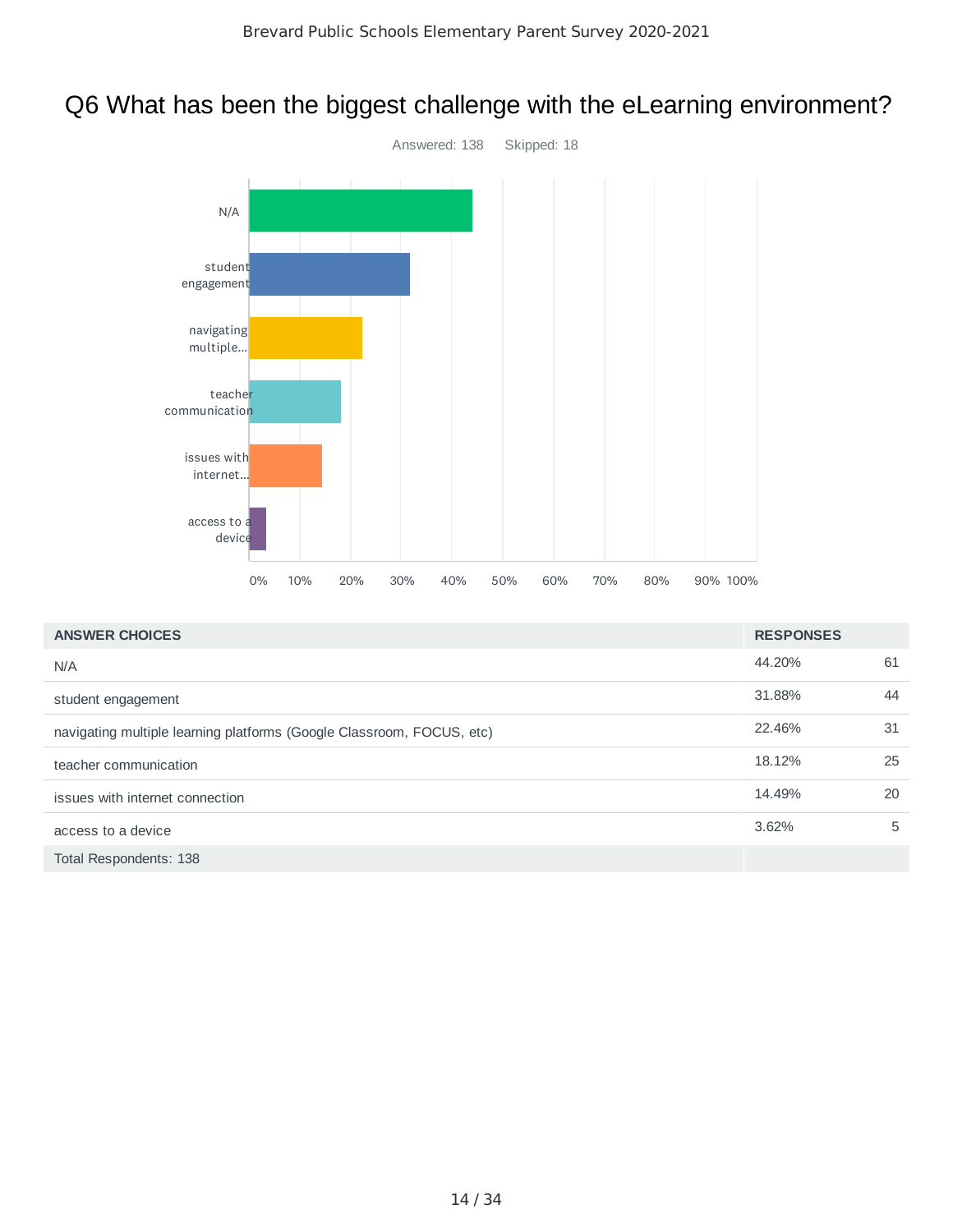## Q6 What has been the biggest challenge with the eLearning environment?

Answered: 138 Skipped: 18

| ANSWER CHOICES | RESPONSES | |
|---|---|---|
| N/A | 44.20% | 61 |
| student engagement | 31.88% | 44 |
| navigating multiple learning platforms (Google Classroom, FOCUS, etc) | 22.46% | 31 |
| teacher communication | 18.12% | 25 |
| issues with internet connection | 14.49% | 20 |
| access to a device | 3.62% | 5 |
| Total Respondents: 138 | | |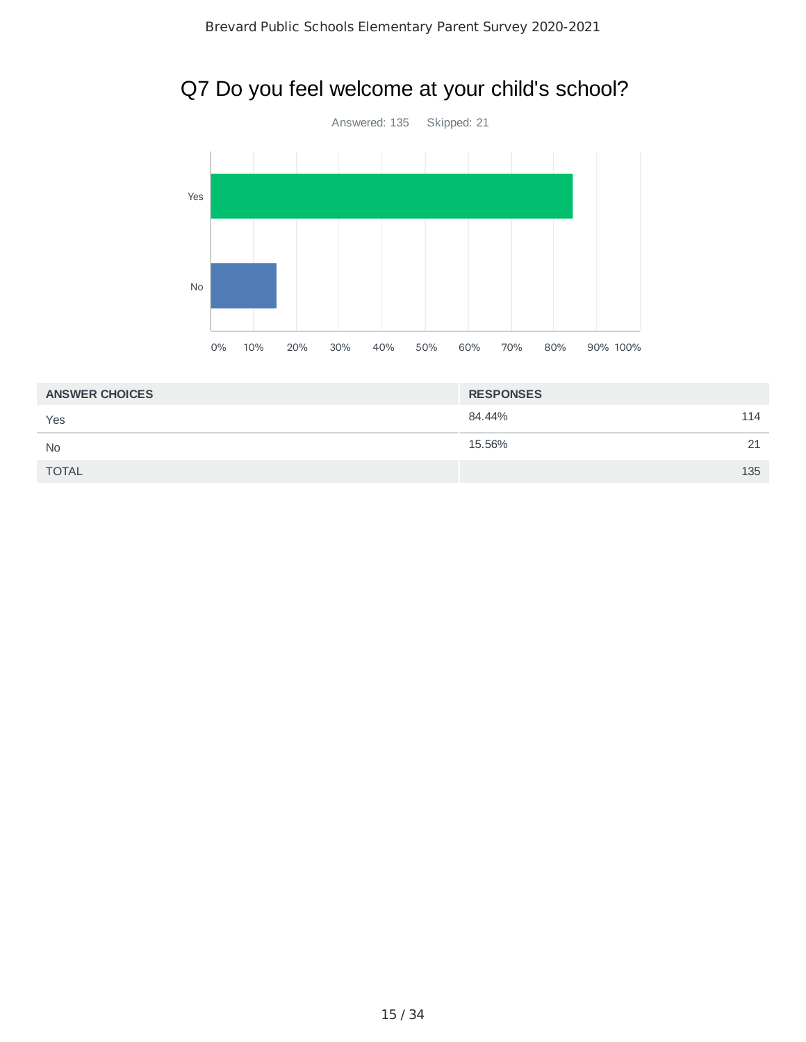## Q7 Do you feel welcome at your child's school?

Answered: 135 Skipped: 21

| ANSWER CHOICES | RESPONSES | |
|---|---|---|
| Yes | 84.44% | 114 |
| No | 15.56% | 21 |
| TOTAL | | 135 |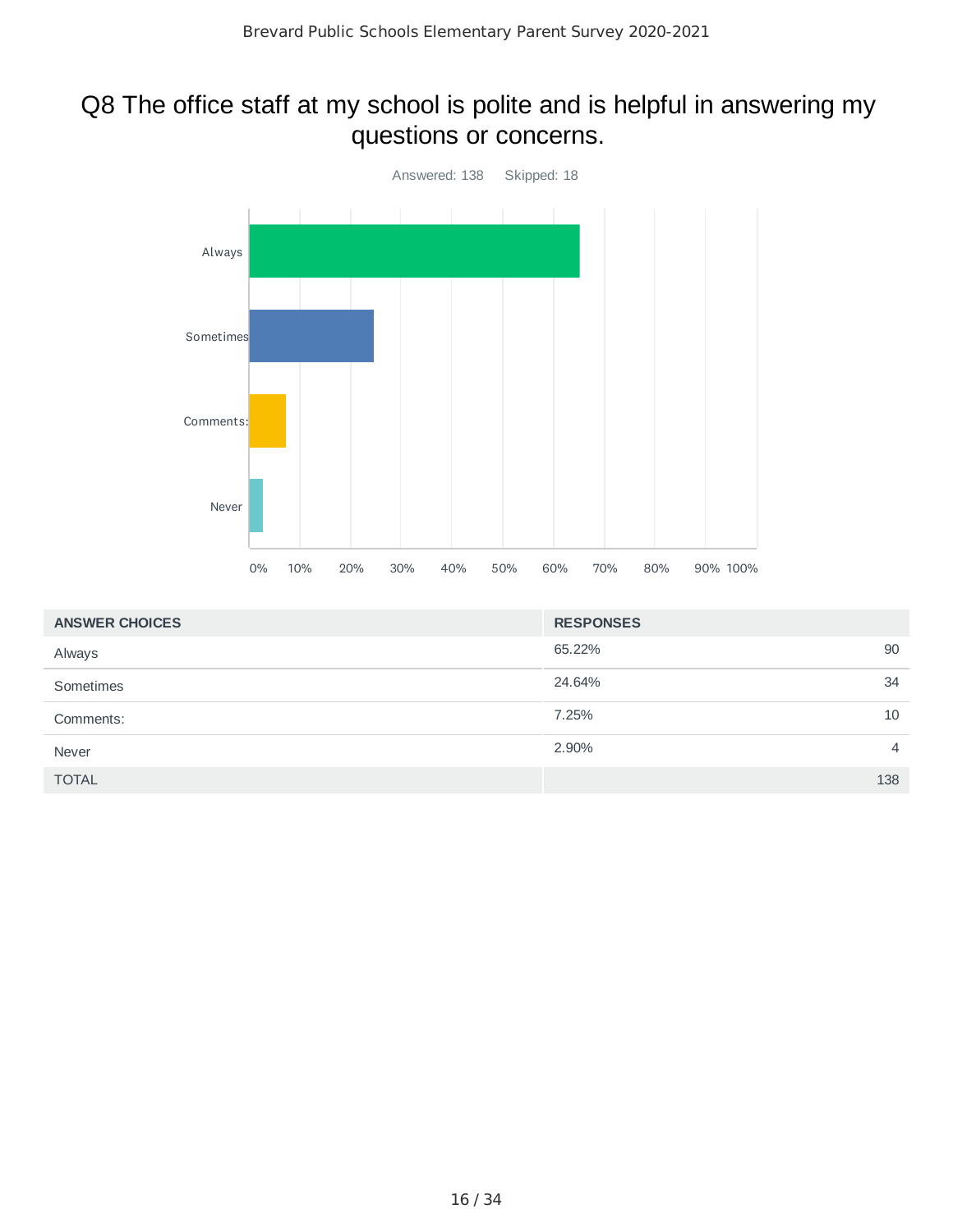# Q8 The office staff at my school is polite and is helpful in answering my questions or concerns.

Answered: 138 Skipped: 18

| ANSWER CHOICES | RESPONSES | |
|---|---|---|
| Always | 65.22% | 90 |
| Sometimes | 24.64% | 34 |
| Comments: | 7.25% | 10 |
| Never | 2.90% | 4 |
| TOTAL | | 138 |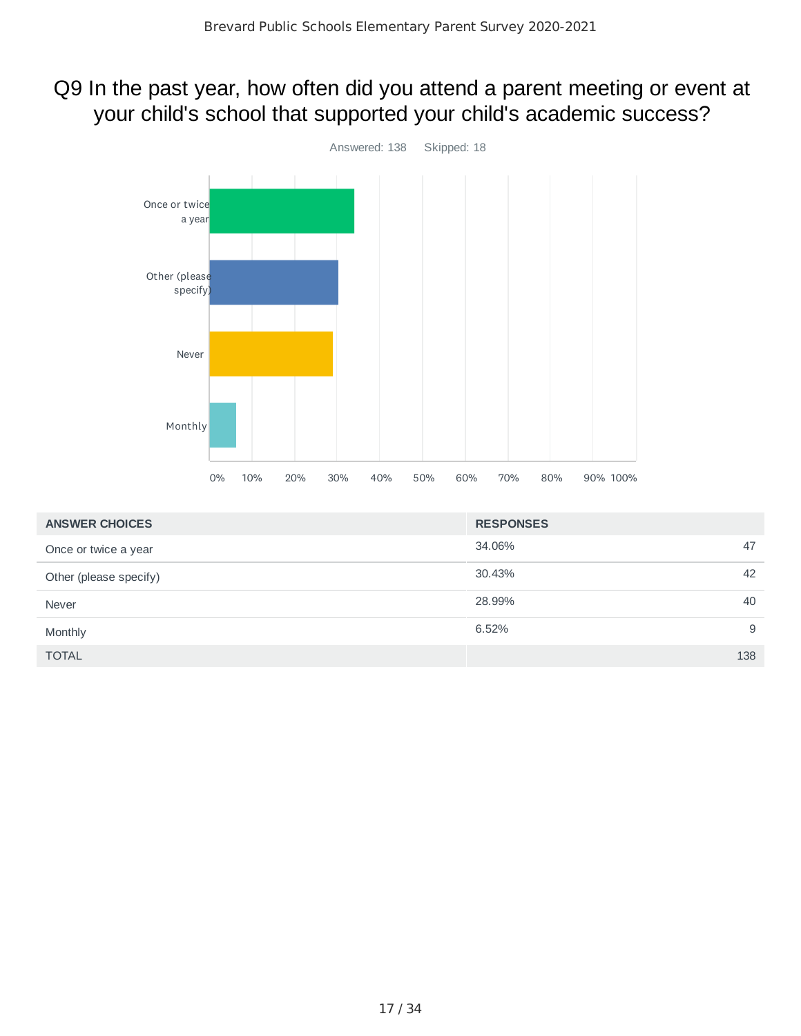## Q9 In the past year, how often did you attend a parent meeting or event at your child's school that supported your child's academic success?

Answered: 138 Skipped: 18

| ANSWER CHOICES | RESPONSES | |
|---|---|---|
| Once or twice a year | 34.06% | 47 |
| Other (please specify) | 30.43% | 42 |
| Never | 28.99% | 40 |
| Monthly | 6.52% | 9 |
| TOTAL | | 138 |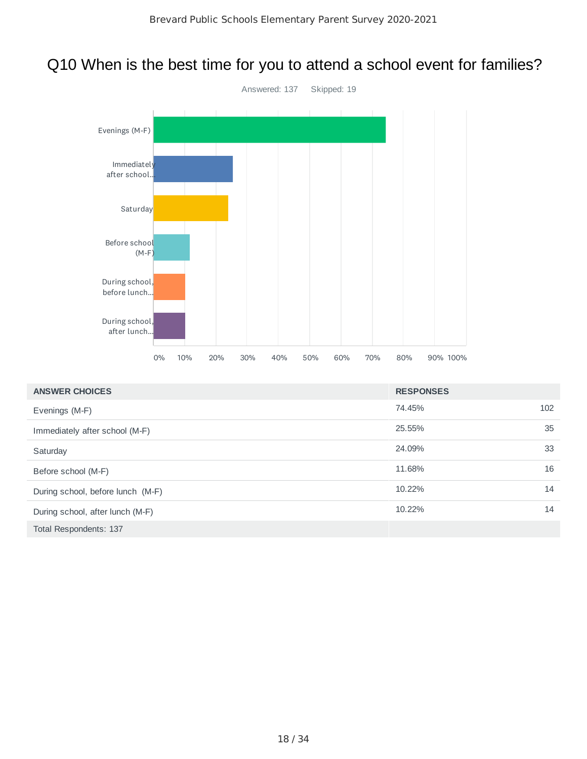# Q10 When is the best time for you to attend a school event for families?

Answered: 137 Skipped: 19

| ANSWER CHOICES | RESPONSES | |
|---|---|---|
| Evenings (M-F) | 74.45% | 102 |
| Immediately after school (M-F) | 25.55% | 35 |
| Saturday | 24.09% | 33 |
| Before school (M-F) | 11.68% | 16 |
| During school, before lunch (M-F) | 10.22% | 14 |
| During school, after lunch (M-F) | 10.22% | 14 |
| Total Respondents: 137 | | |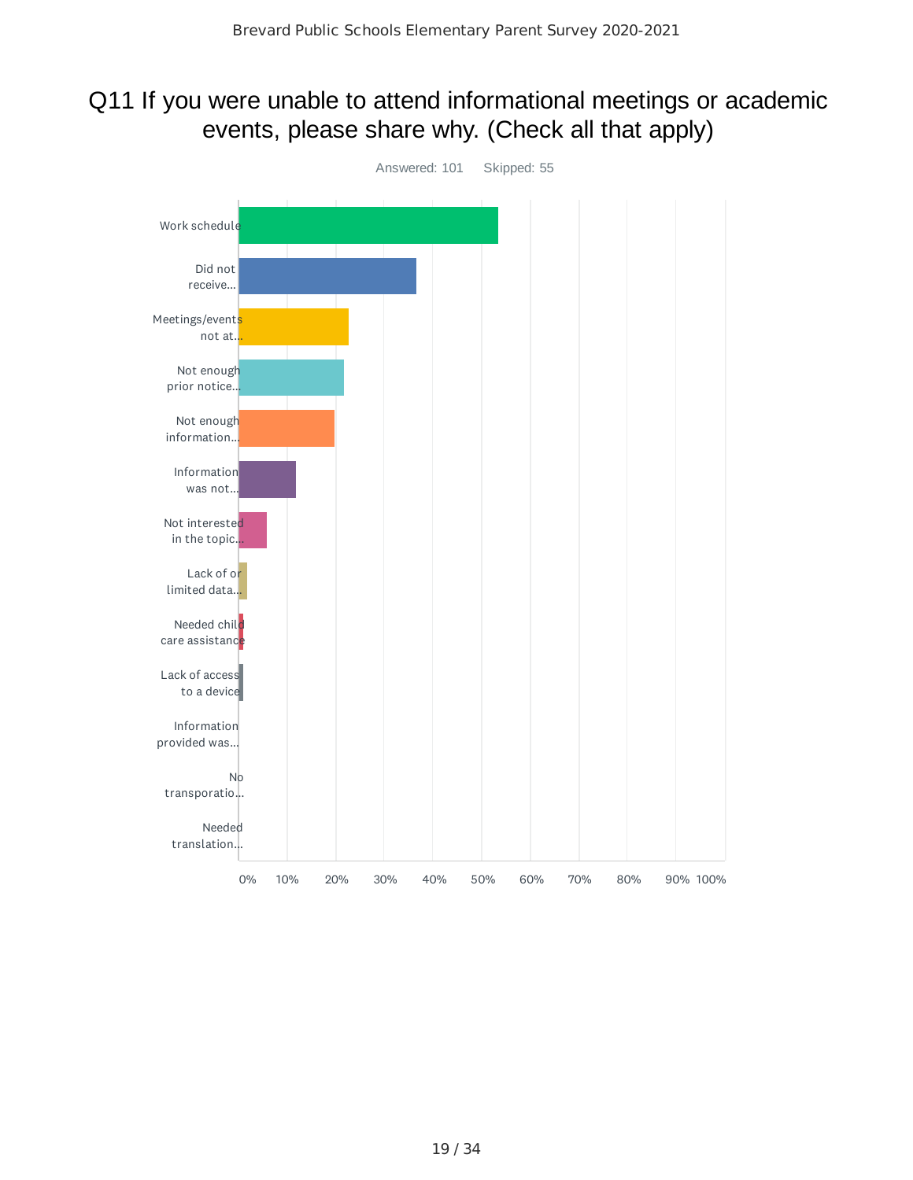# Q11 If you were unable to attend informational meetings or academic events, please share why. (Check all that apply)

Answered: 101 Skipped: 55

Work schedule

Did not receive...

Meetings/events not at...

Not enough prior notice...

Not enough information...

Information was not...

Not interested in the topic...

Lack of or limited data...

Needed child care assistance

Lack of access to a device

Information provided was...

No transporatio...

Needed translation...

0% 10% 20% 30% 40% 50% 60% 70% 80% 90% 100%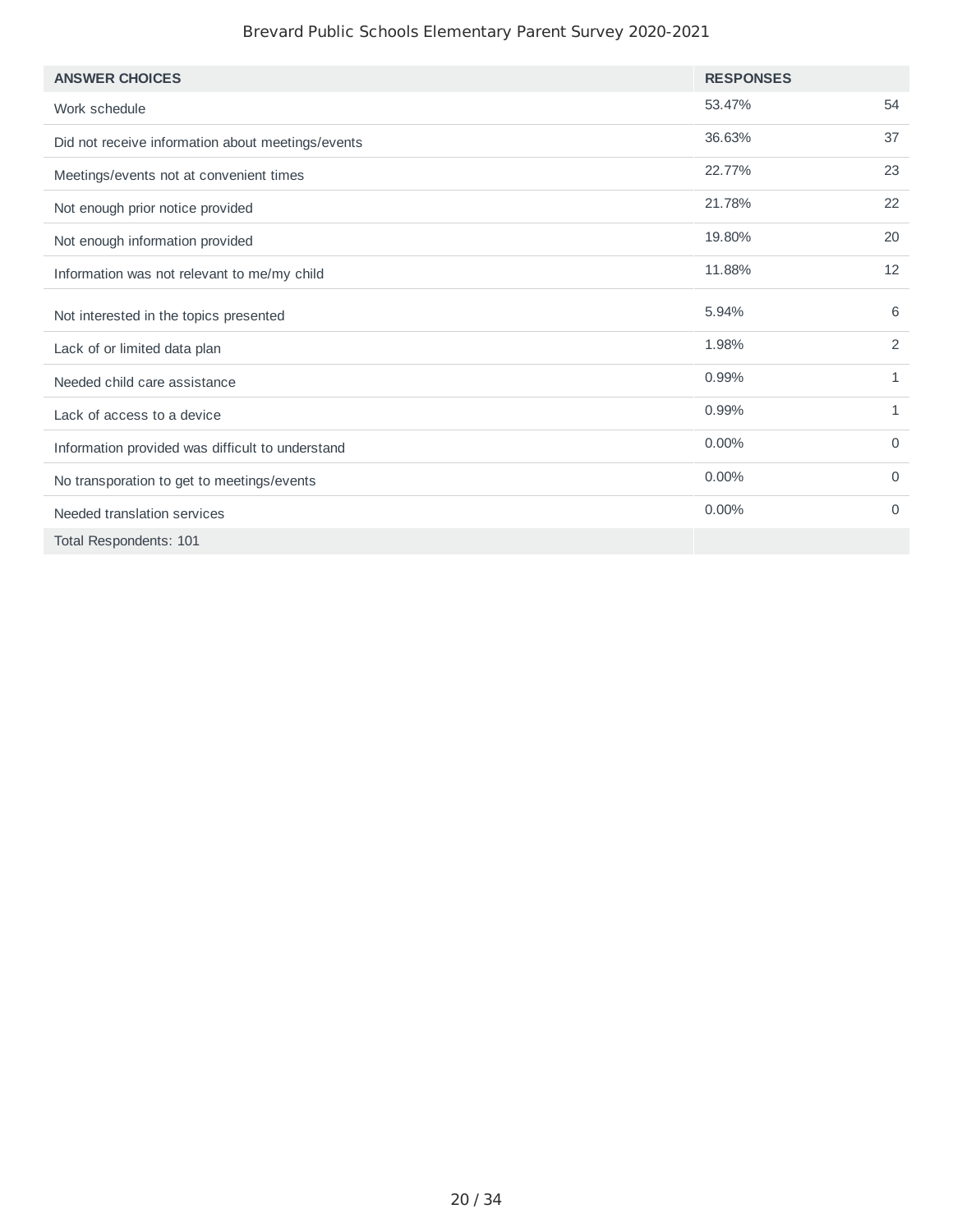| ANSWER CHOICES | RESPONSES | |
| --- | --- | --- |
| Work schedule | 53.47% | 54 |
| Did not receive information about meetings/events | 36.63% | 37 |
| Meetings/events not at convenient times | 22.77% | 23 |
| Not enough prior notice provided | 21.78% | 22 |
| Not enough information provided | 19.80% | 20 |
| Information was not relevant to me/my child | 11.88% | 12 |
| Not interested in the topics presented | 5.94% | 6 |
| Lack of or limited data plan | 1.98% | 2 |
| Needed child care assistance | 0.99% | 1 |
| Lack of access to a device | 0.99% | 1 |
| Information provided was difficult to understand | 0.00% | 0 |
| No transporation to get to meetings/events | 0.00% | 0 |
| Needed translation services | 0.00% | 0 |
| Total Respondents: 101 | | |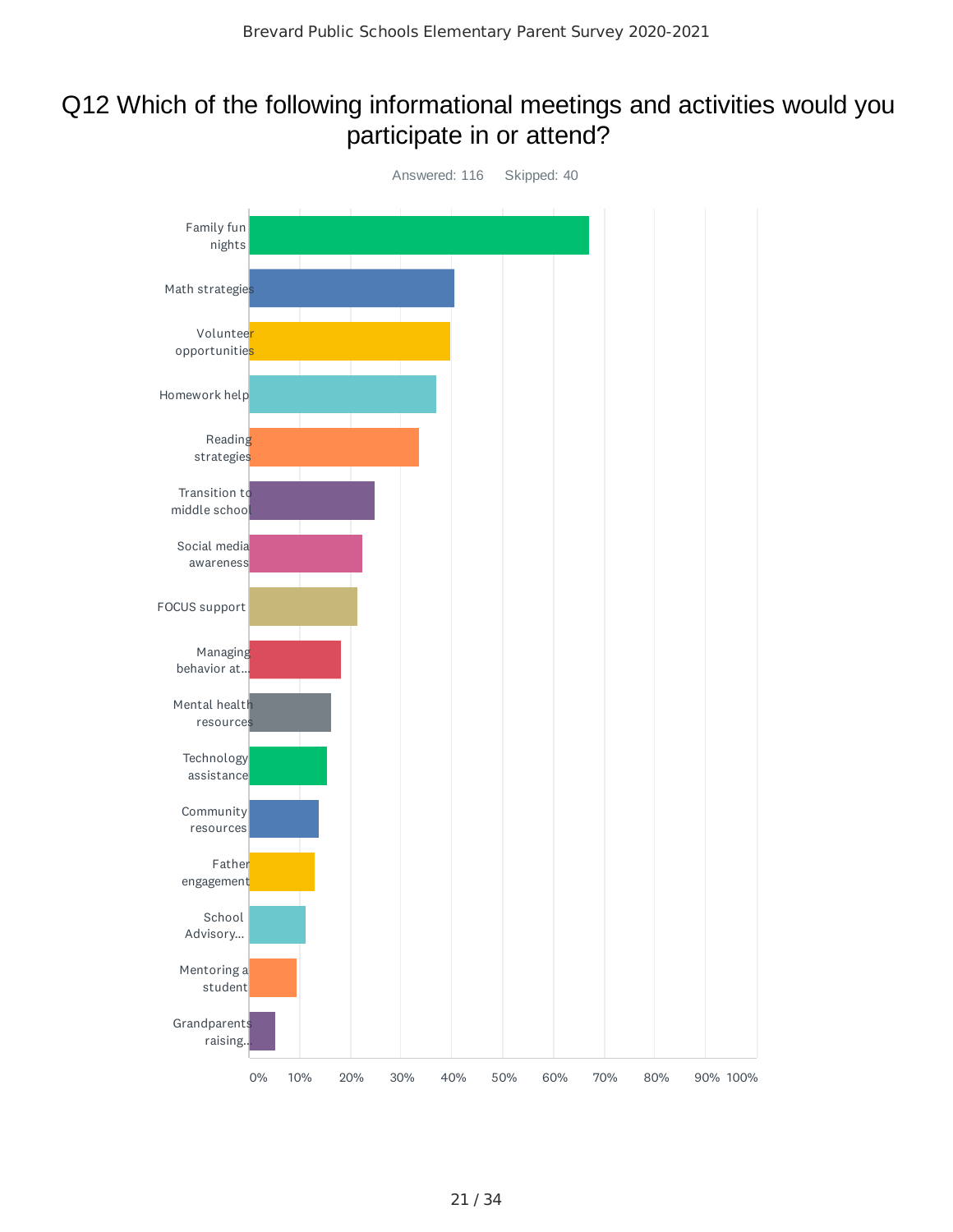# Q12 Which of the following informational meetings and activities would you participate in or attend?

Answered: 116    Skipped: 40

- Family fun nights
- Math strategies
- Volunteer opportunities
- Homework help
- Reading strategies
- Transition to middle school
- Social media awareness
- FOCUS support
- Managing behavior at...
- Mental health resources
- Technology assistance
- Community resources
- Father engagement
- School Advisory...
- Mentoring a student
- Grandparents raising...

0% 10% 20% 30% 40% 50% 60% 70% 80% 90% 100%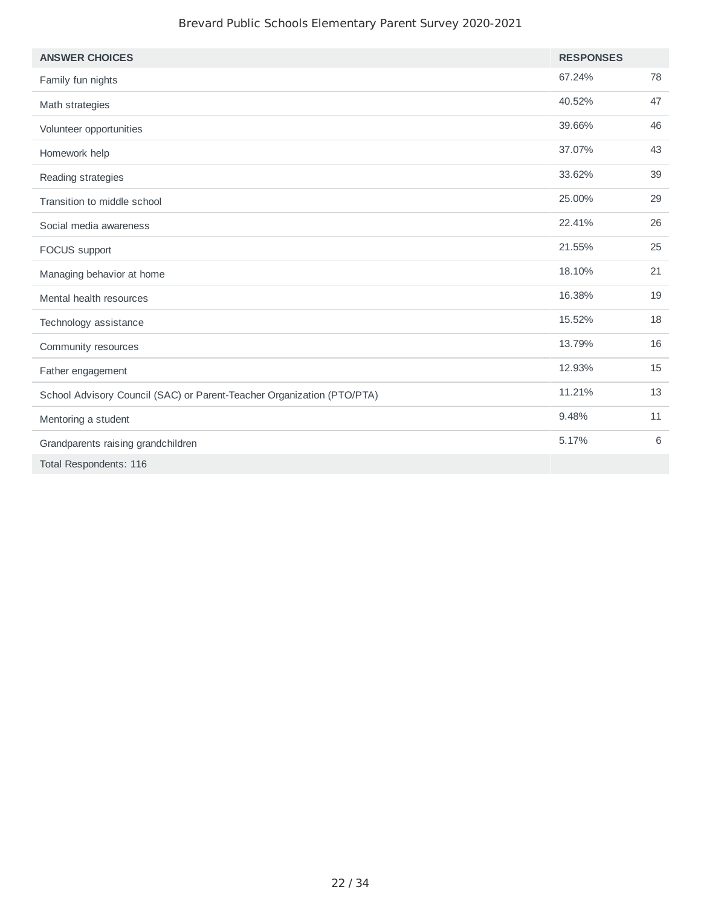| ANSWER CHOICES | RESPONSES | |
|---|---|---|
| Family fun nights | 67.24% | 78 |
| Math strategies | 40.52% | 47 |
| Volunteer opportunities | 39.66% | 46 |
| Homework help | 37.07% | 43 |
| Reading strategies | 33.62% | 39 |
| Transition to middle school | 25.00% | 29 |
| Social media awareness | 22.41% | 26 |
| FOCUS support | 21.55% | 25 |
| Managing behavior at home | 18.10% | 21 |
| Mental health resources | 16.38% | 19 |
| Technology assistance | 15.52% | 18 |
| Community resources | 13.79% | 16 |
| Father engagement | 12.93% | 15 |
| School Advisory Council (SAC) or Parent-Teacher Organization (PTO/PTA) | 11.21% | 13 |
| Mentoring a student | 9.48% | 11 |
| Grandparents raising grandchildren | 5.17% | 6 |
| Total Respondents: 116 | | |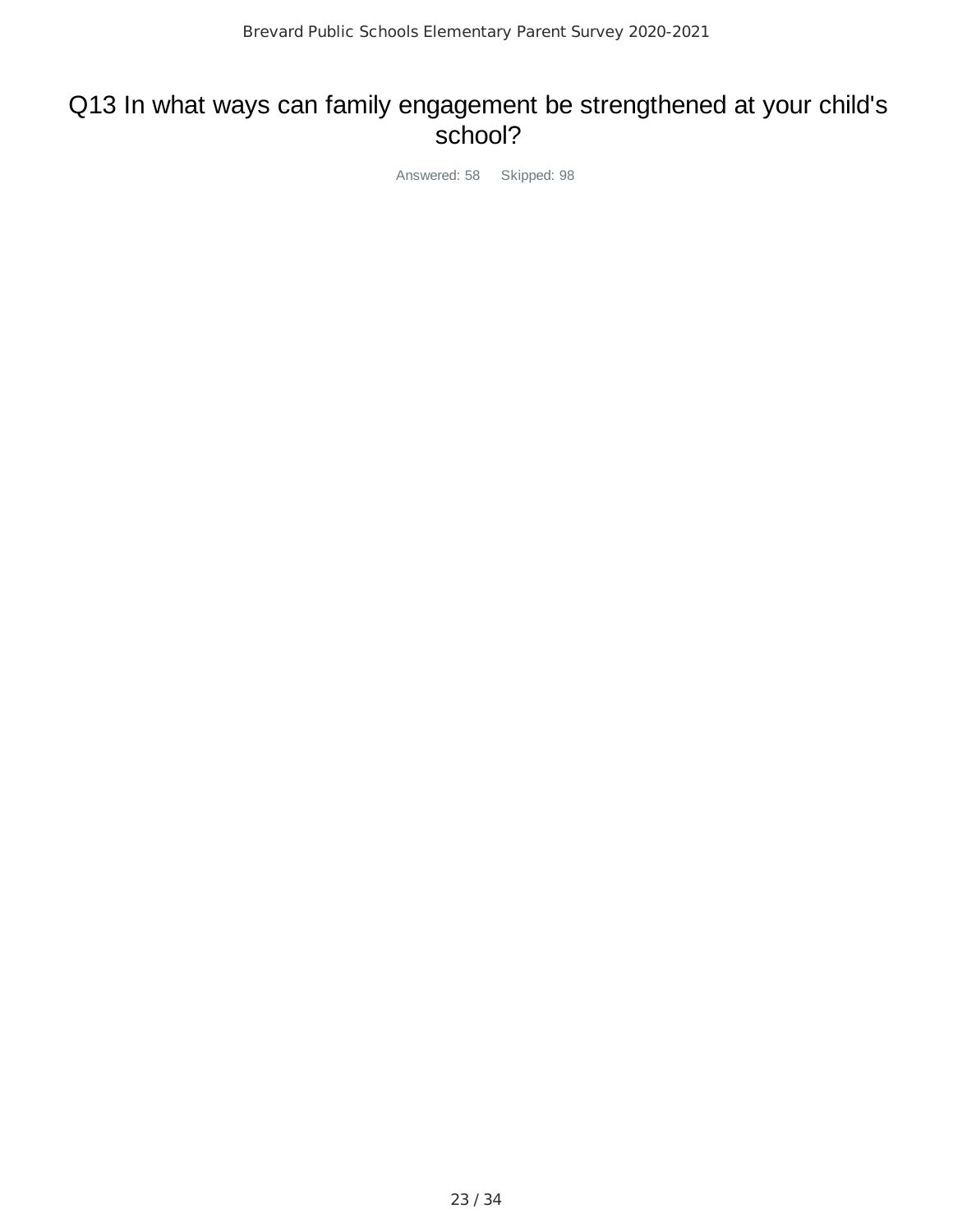# Q13 In what ways can family engagement be strengthened at your child's school?

Answered: 58 Skipped: 98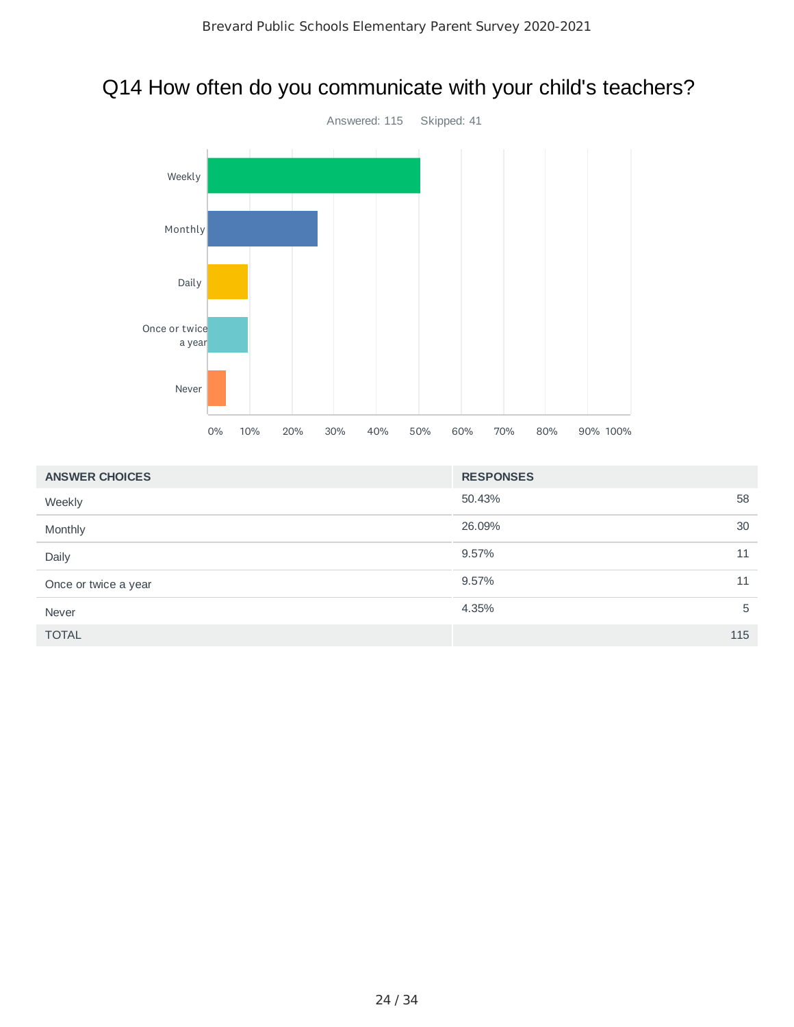# Q14 How often do you communicate with your child's teachers?

Answered: 115 Skipped: 41

| ANSWER CHOICES | RESPONSES | |
|---|---|---|
| Weekly | 50.43% | 58 |
| Monthly | 26.09% | 30 |
| Daily | 9.57% | 11 |
| Once or twice a year | 9.57% | 11 |
| Never | 4.35% | 5 |
| TOTAL | | 115 |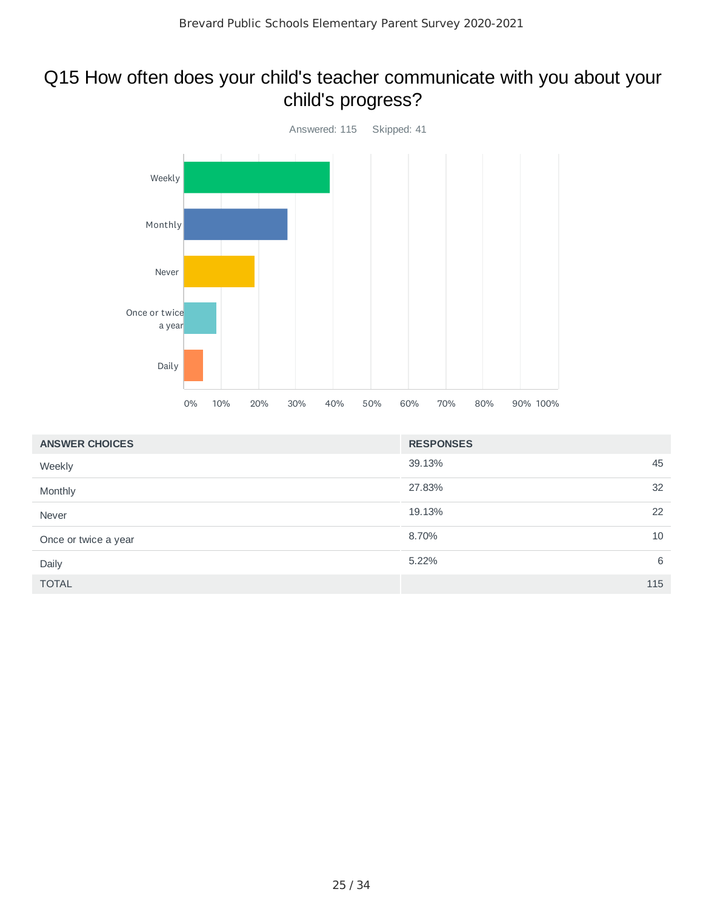# Q15 How often does your child's teacher communicate with you about your child's progress?

Answered: 115 Skipped: 41

| ANSWER CHOICES | RESPONSES | |
|---|---|---|
| Weekly | 39.13% | 45 |
| Monthly | 27.83% | 32 |
| Never | 19.13% | 22 |
| Once or twice a year | 8.70% | 10 |
| Daily | 5.22% | 6 |
| TOTAL | | 115 |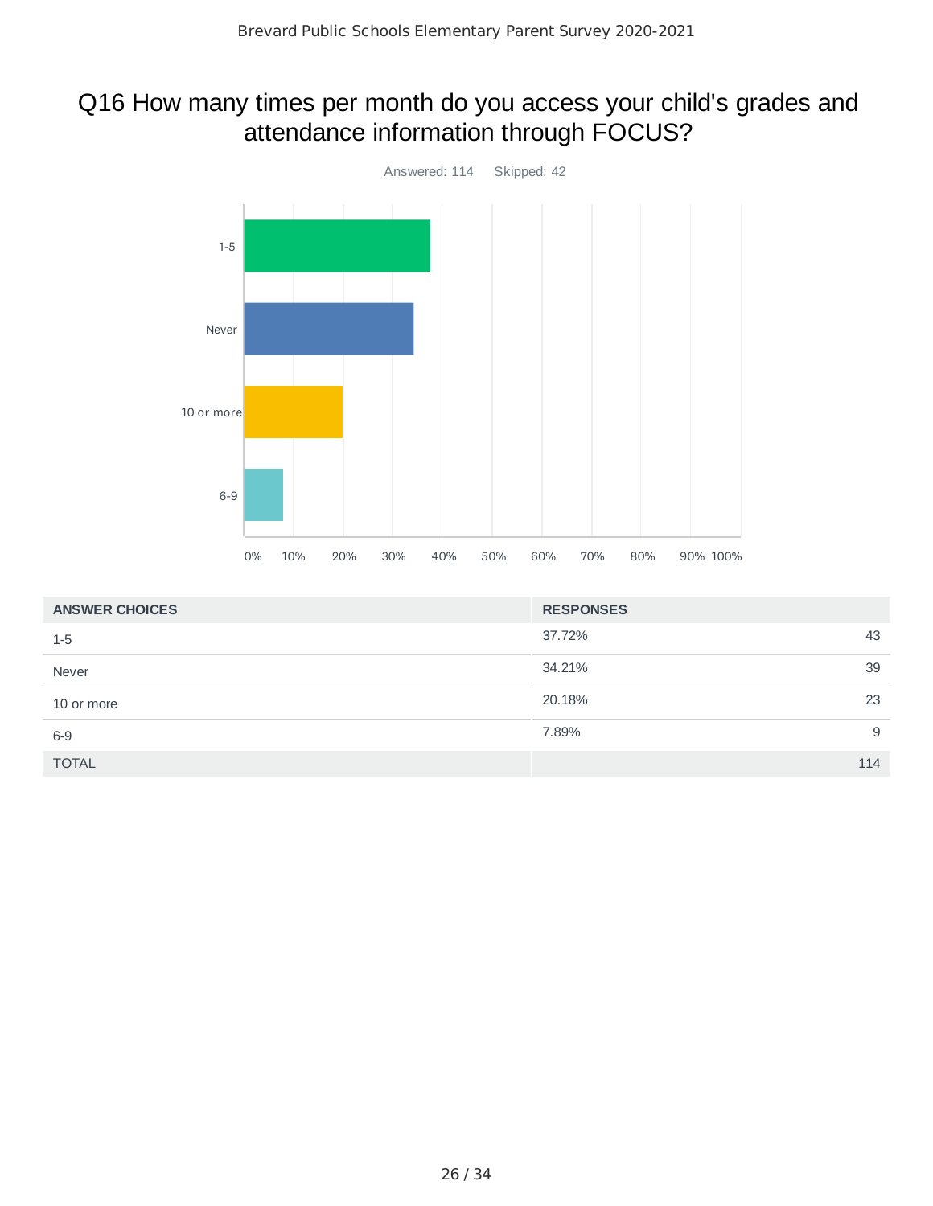## Q16 How many times per month do you access your child's grades and attendance information through FOCUS?

Answered: 114 Skipped: 42

| ANSWER CHOICES | RESPONSES | |
|---|---|---|
| 1-5 | 37.72% | 43 |
| Never | 34.21% | 39 |
| 10 or more | 20.18% | 23 |
| 6-9 | 7.89% | 9 |
| TOTAL | | 114 |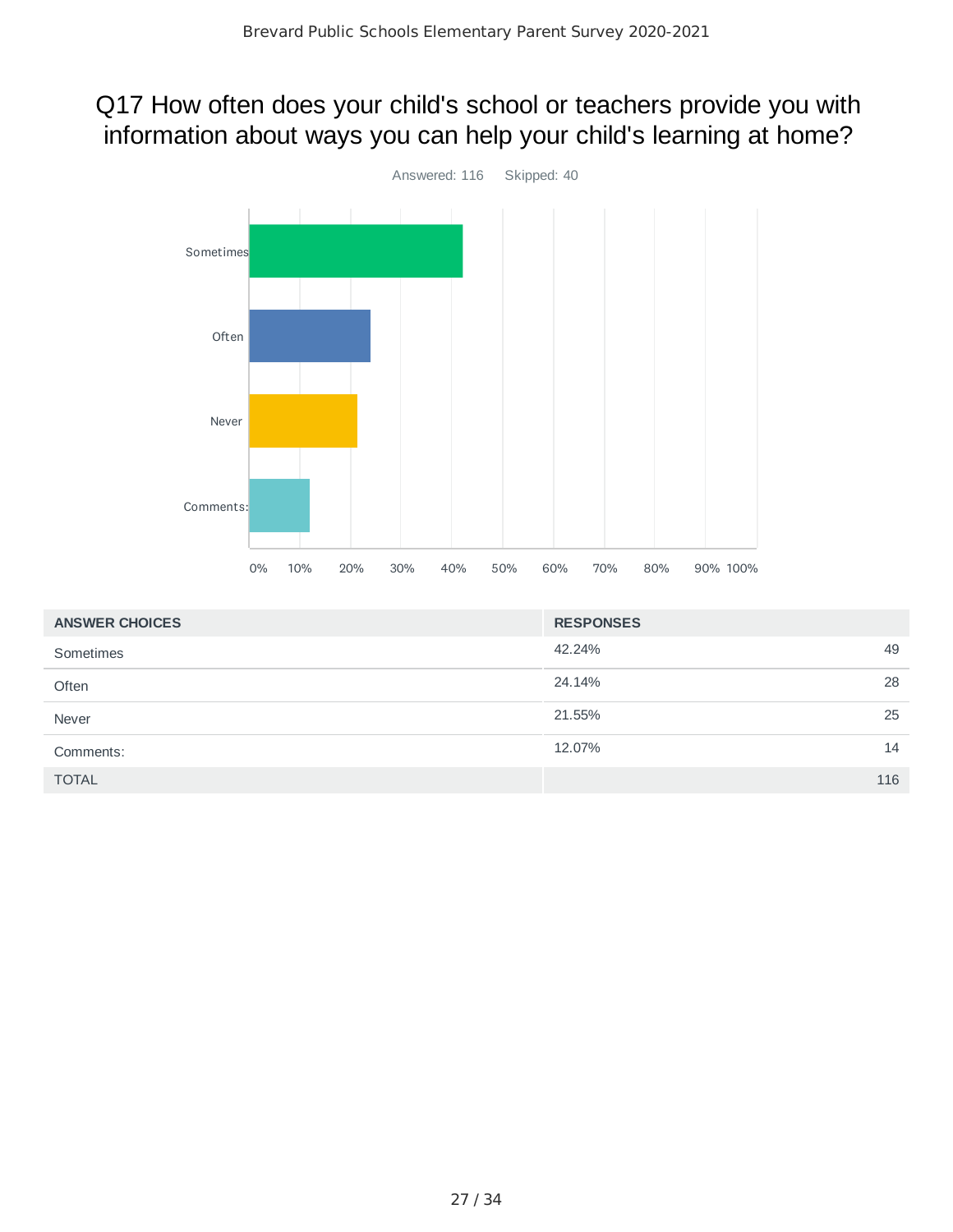# Q17 How often does your child's school or teachers provide you with information about ways you can help your child's learning at home?

Answered: 116 Skipped: 40

| ANSWER CHOICES | RESPONSES | |
|---|---|---|
| Sometimes | 42.24% | 49 |
| Often | 24.14% | 28 |
| Never | 21.55% | 25 |
| Comments: | 12.07% | 14 |
| TOTAL | | 116 |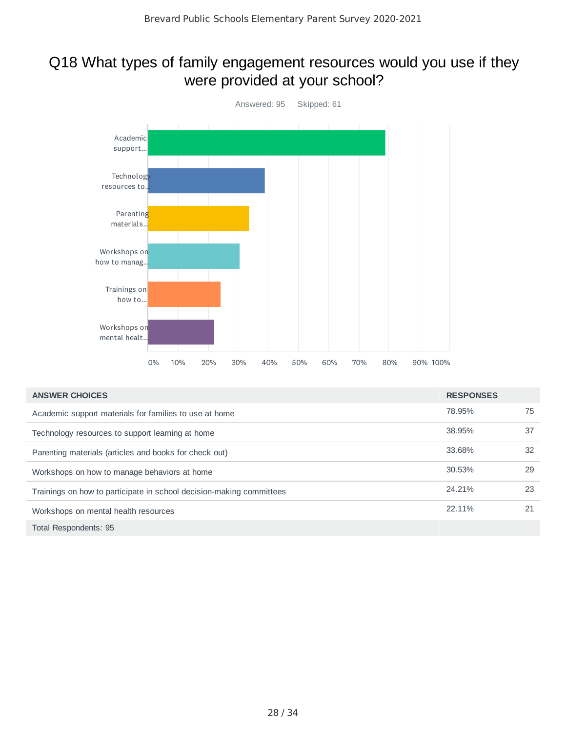# Q18 What types of family engagement resources would you use if they were provided at your school?

Answered: 95 Skipped: 61

| ANSWER CHOICES | RESPONSES | |
|---|---|---|
| Academic support materials for families to use at home | 78.95% | 75 |
| Technology resources to support learning at home | 38.95% | 37 |
| Parenting materials (articles and books for check out) | 33.68% | 32 |
| Workshops on how to manage behaviors at home | 30.53% | 29 |
| Trainings on how to participate in school decision-making committees | 24.21% | 23 |
| Workshops on mental health resources | 22.11% | 21 |
| Total Respondents: 95 | | |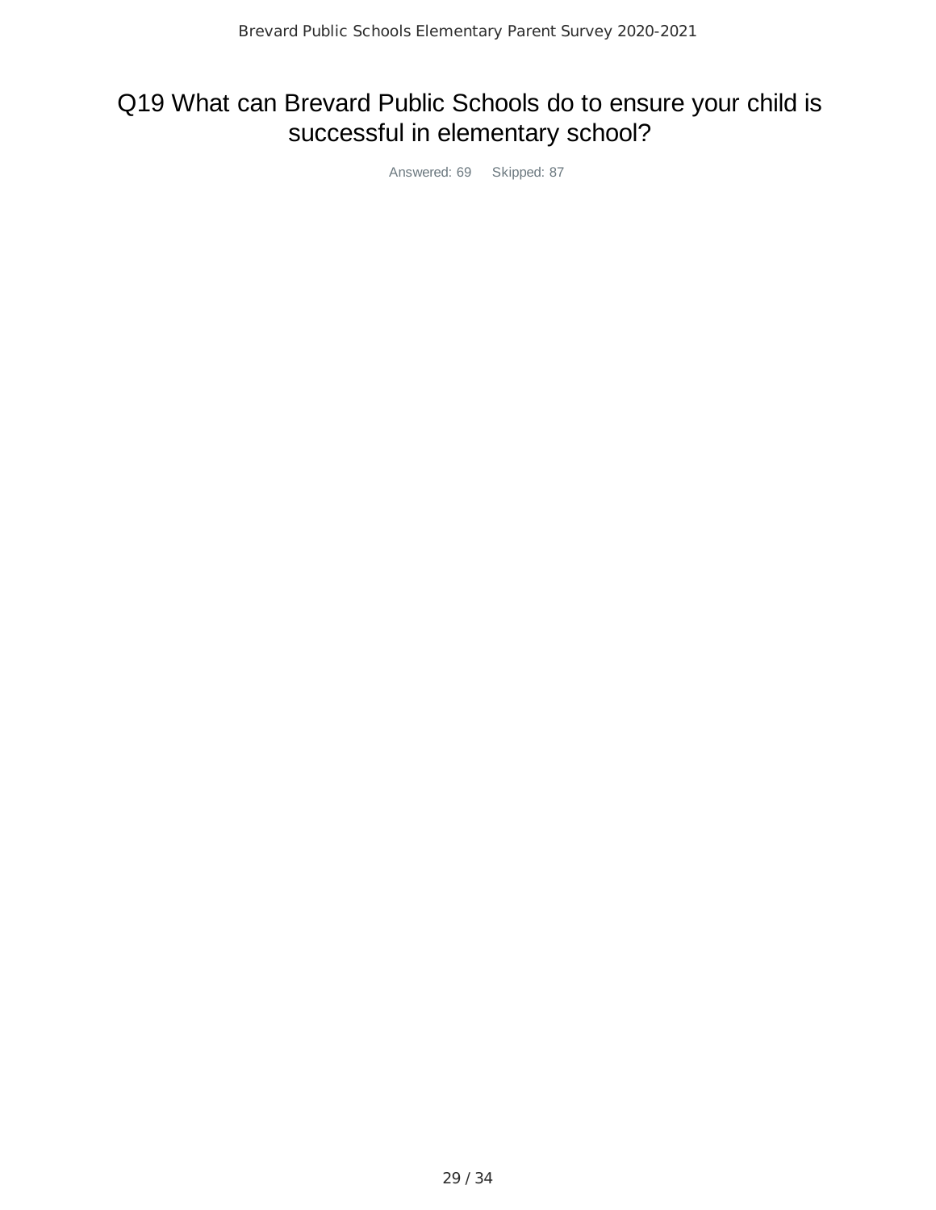# Q19 What can Brevard Public Schools do to ensure your child is successful in elementary school?

Answered: 69 Skipped: 87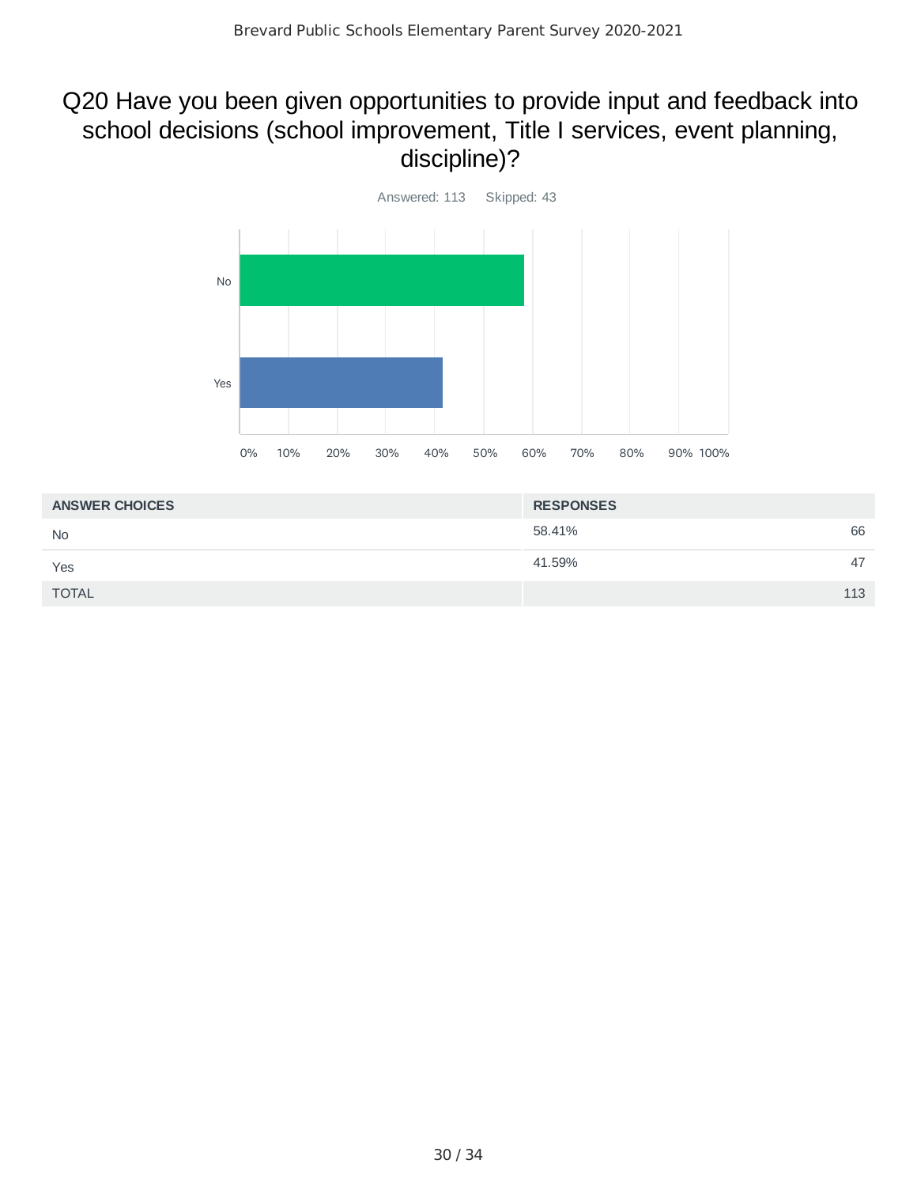# Q20 Have you been given opportunities to provide input and feedback into school decisions (school improvement, Title I services, event planning, discipline)?

Answered: 113 Skipped: 43

| ANSWER CHOICES | RESPONSES | |
|---|---|---|
| No | 58.41% | 66 |
| Yes | 41.59% | 47 |
| TOTAL | | 113 |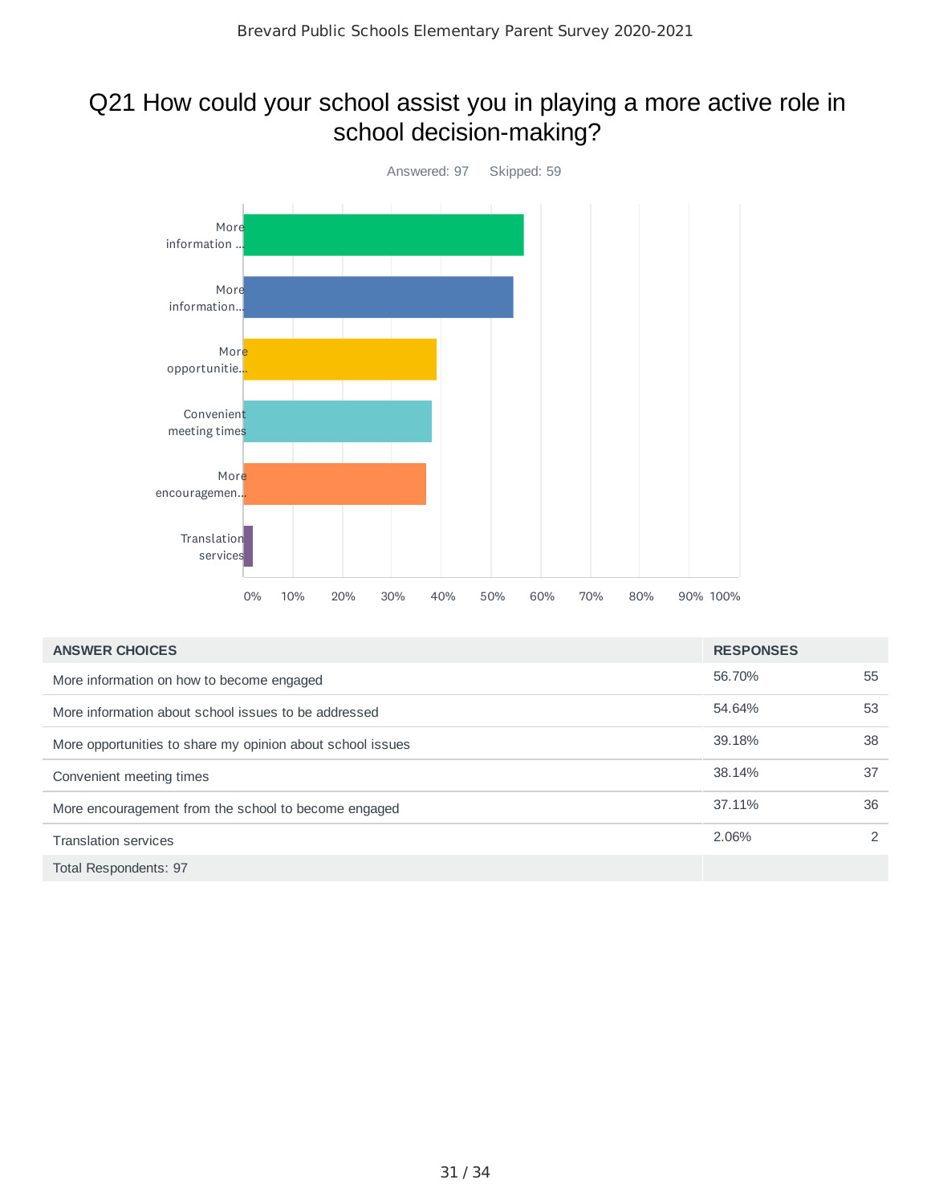# Q21 How could your school assist you in playing a more active role in school decision-making?

Answered: 97 Skipped: 59

| ANSWER CHOICES | RESPONSES | |
|---|---|---|
| More information on how to become engaged | 56.70% | 55 |
| More information about school issues to be addressed | 54.64% | 53 |
| More opportunities to share my opinion about school issues | 39.18% | 38 |
| Convenient meeting times | 38.14% | 37 |
| More encouragement from the school to become engaged | 37.11% | 36 |
| Translation services | 2.06% | 2 |
| Total Respondents: 97 | | |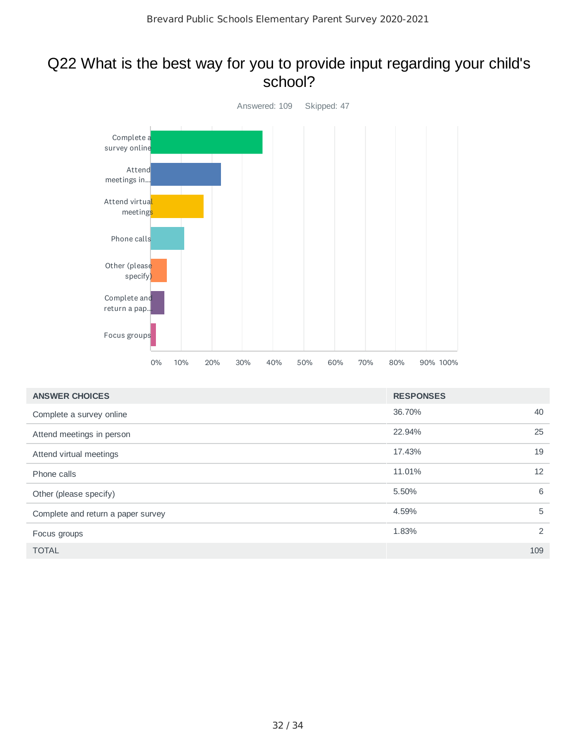# Q22 What is the best way for you to provide input regarding your child's school?

Answered: 109    Skipped: 47

| ANSWER CHOICES | RESPONSES | |
|---|---|---|
| Complete a survey online | 36.70% | 40 |
| Attend meetings in person | 22.94% | 25 |
| Attend virtual meetings | 17.43% | 19 |
| Phone calls | 11.01% | 12 |
| Other (please specify) | 5.50% | 6 |
| Complete and return a paper survey | 4.59% | 5 |
| Focus groups | 1.83% | 2 |
| TOTAL | | 109 |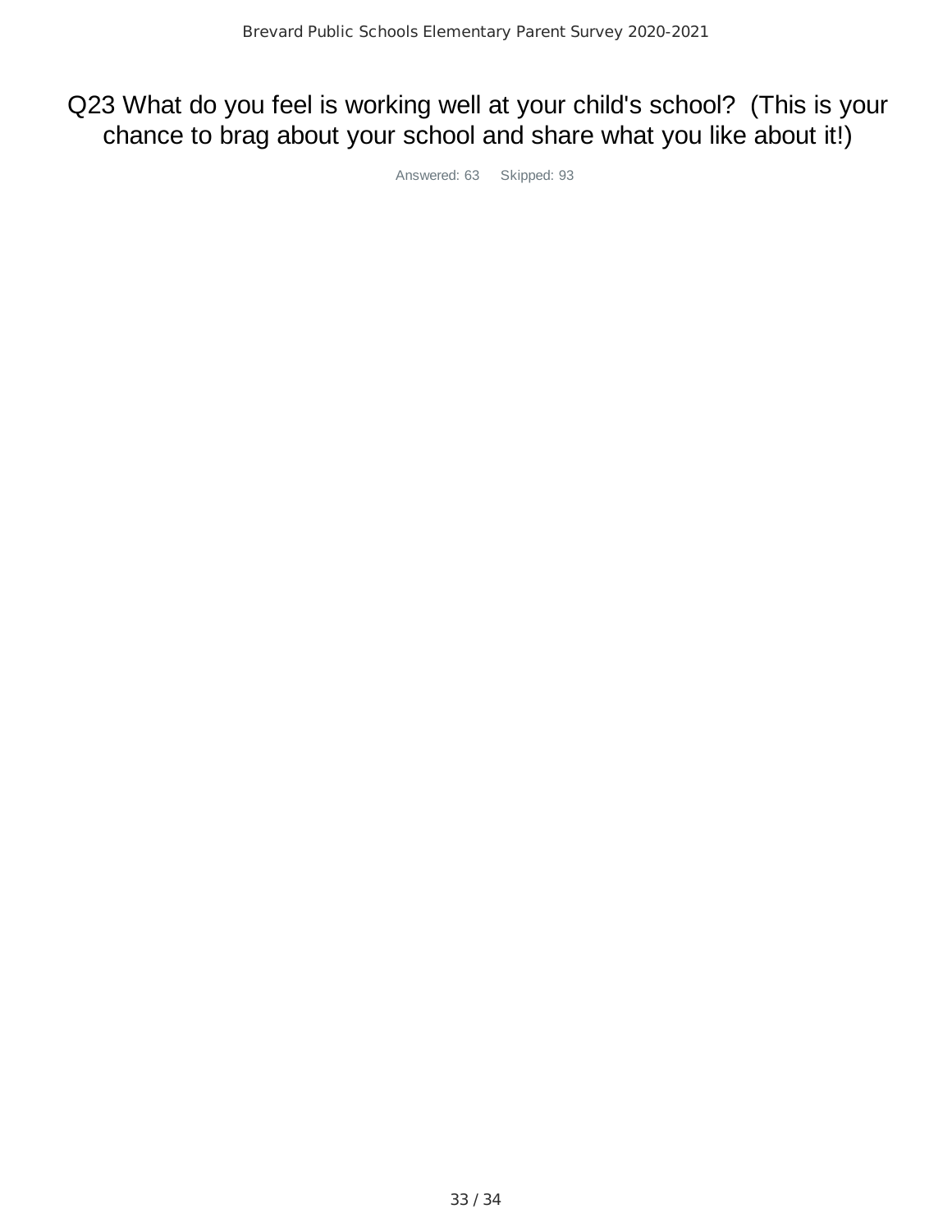# Q23 What do you feel is working well at your child's school? (This is your chance to brag about your school and share what you like about it!)

Answered: 63 Skipped: 93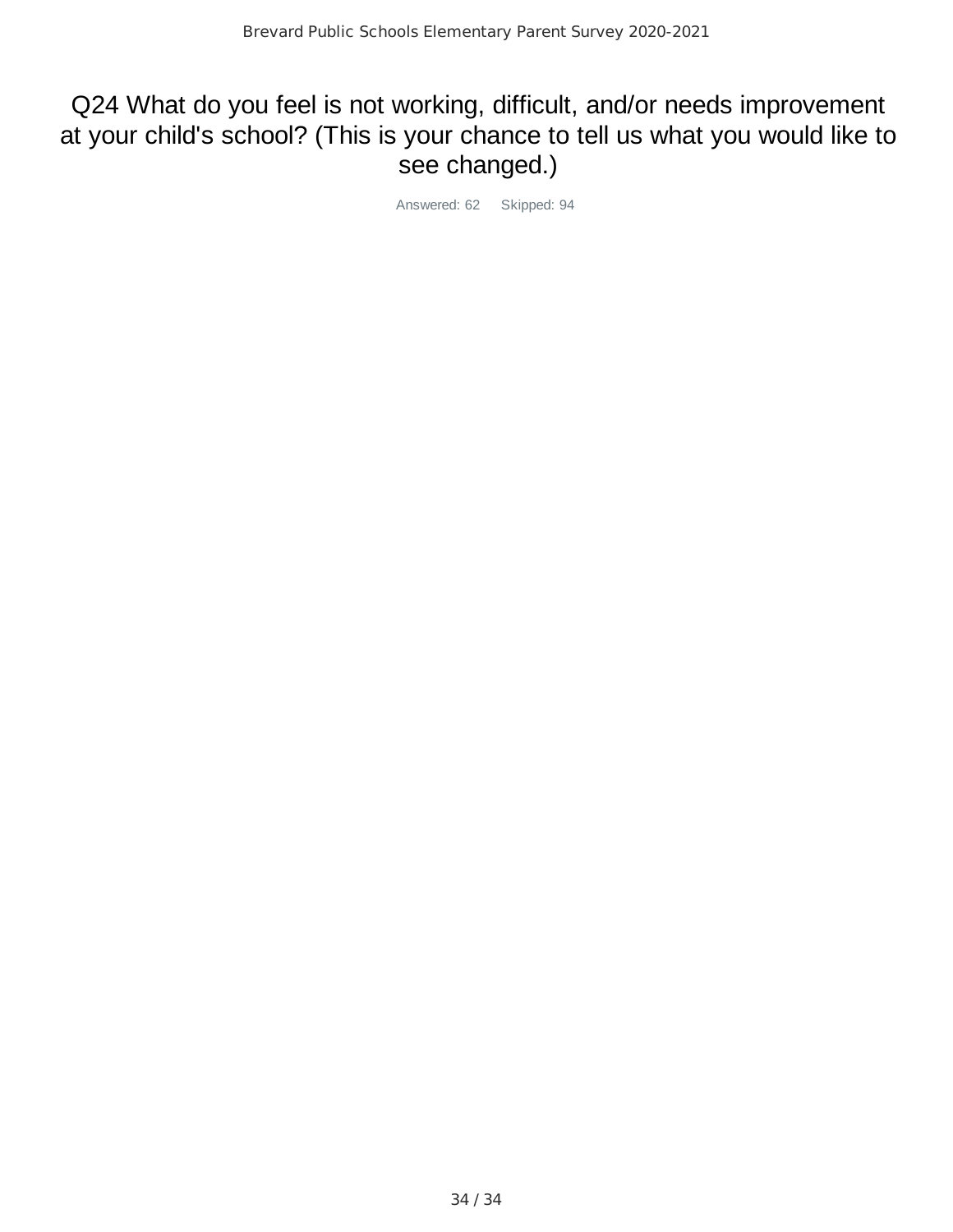## Q24 What do you feel is not working, difficult, and/or needs improvement at your child's school? (This is your chance to tell us what you would like to see changed.)

Answered: 62 Skipped: 94